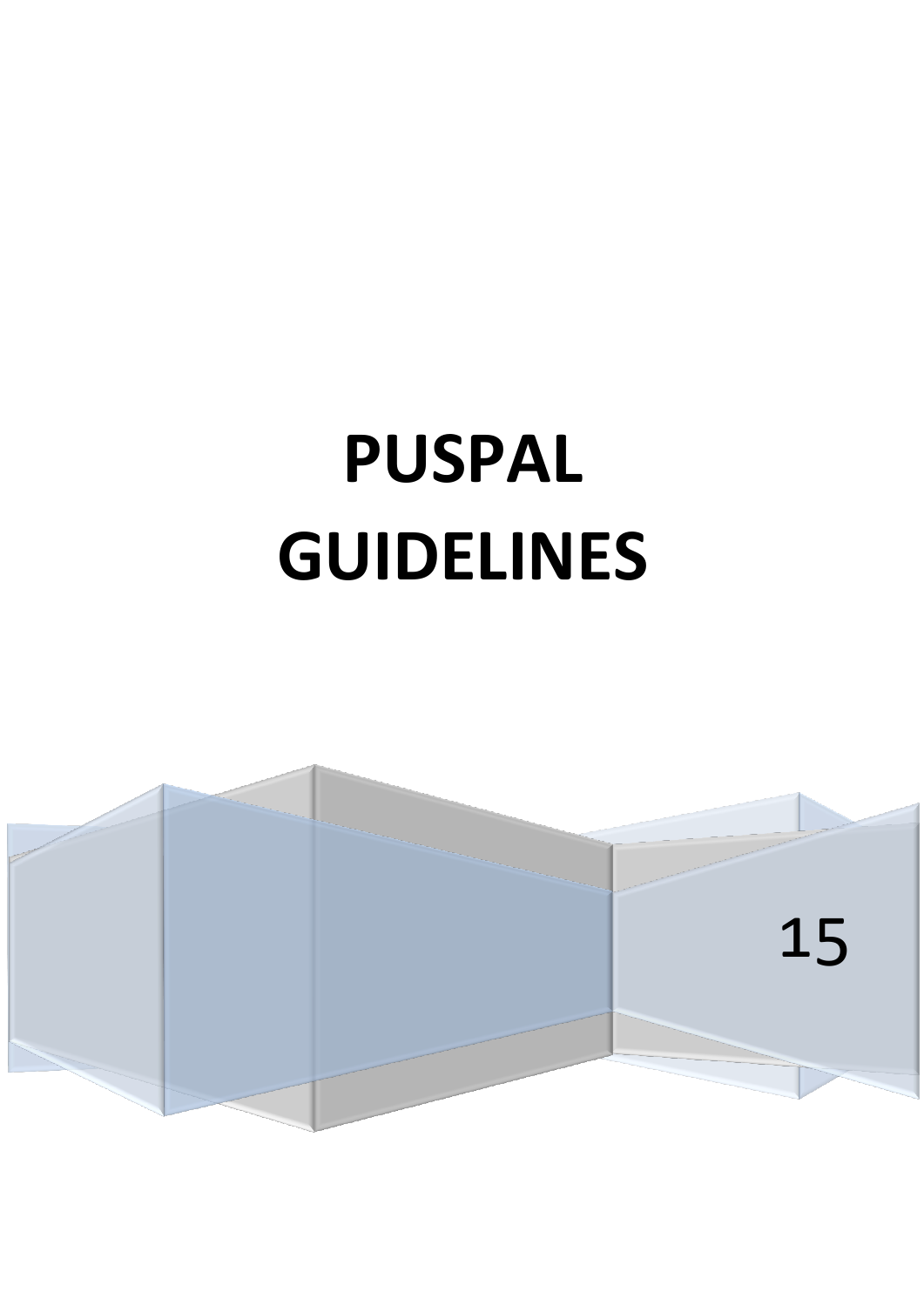# PUSPAL GUIDELINES

15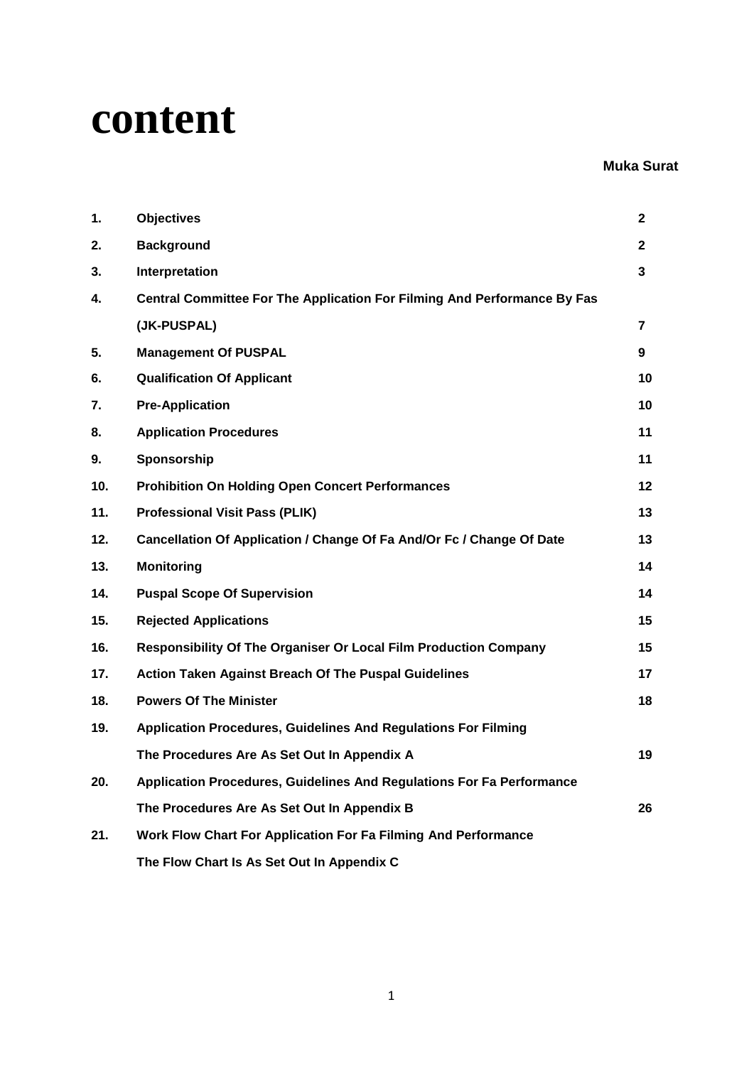# content

| | | Muka Surat |
|---|---|---|
| **1.** | **Objectives** | **2** |
| **2.** | **Background** | **2** |
| **3.** | **Interpretation** | **3** |
| **4.** | **Central Committee For The Application For Filming And Performance By Fas (JK-PUSPAL)** | **7** |
| **5.** | **Management Of PUSPAL** | **9** |
| **6.** | **Qualification Of Applicant** | **10** |
| **7.** | **Pre-Application** | **10** |
| **8.** | **Application Procedures** | **11** |
| **9.** | **Sponsorship** | **11** |
| **10.** | **Prohibition On Holding Open Concert Performances** | **12** |
| **11.** | **Professional Visit Pass (PLIK)** | **13** |
| **12.** | **Cancellation Of Application / Change Of Fa And/Or Fc / Change Of Date** | **13** |
| **13.** | **Monitoring** | **14** |
| **14.** | **Puspal Scope Of Supervision** | **14** |
| **15.** | **Rejected Applications** | **15** |
| **16.** | **Responsibility Of The Organiser Or Local Film Production Company** | **15** |
| **17.** | **Action Taken Against Breach Of The Puspal Guidelines** | **17** |
| **18.** | **Powers Of The Minister** | **18** |
| **19.** | **Application Procedures, Guidelines And Regulations For Filming The Procedures Are As Set Out In Appendix A** | **19** |
| **20.** | **Application Procedures, Guidelines And Regulations For Fa Performance The Procedures Are As Set Out In Appendix B** | **26** |
| **21.** | **Work Flow Chart For Application For Fa Filming And Performance The Flow Chart Is As Set Out In Appendix C** | |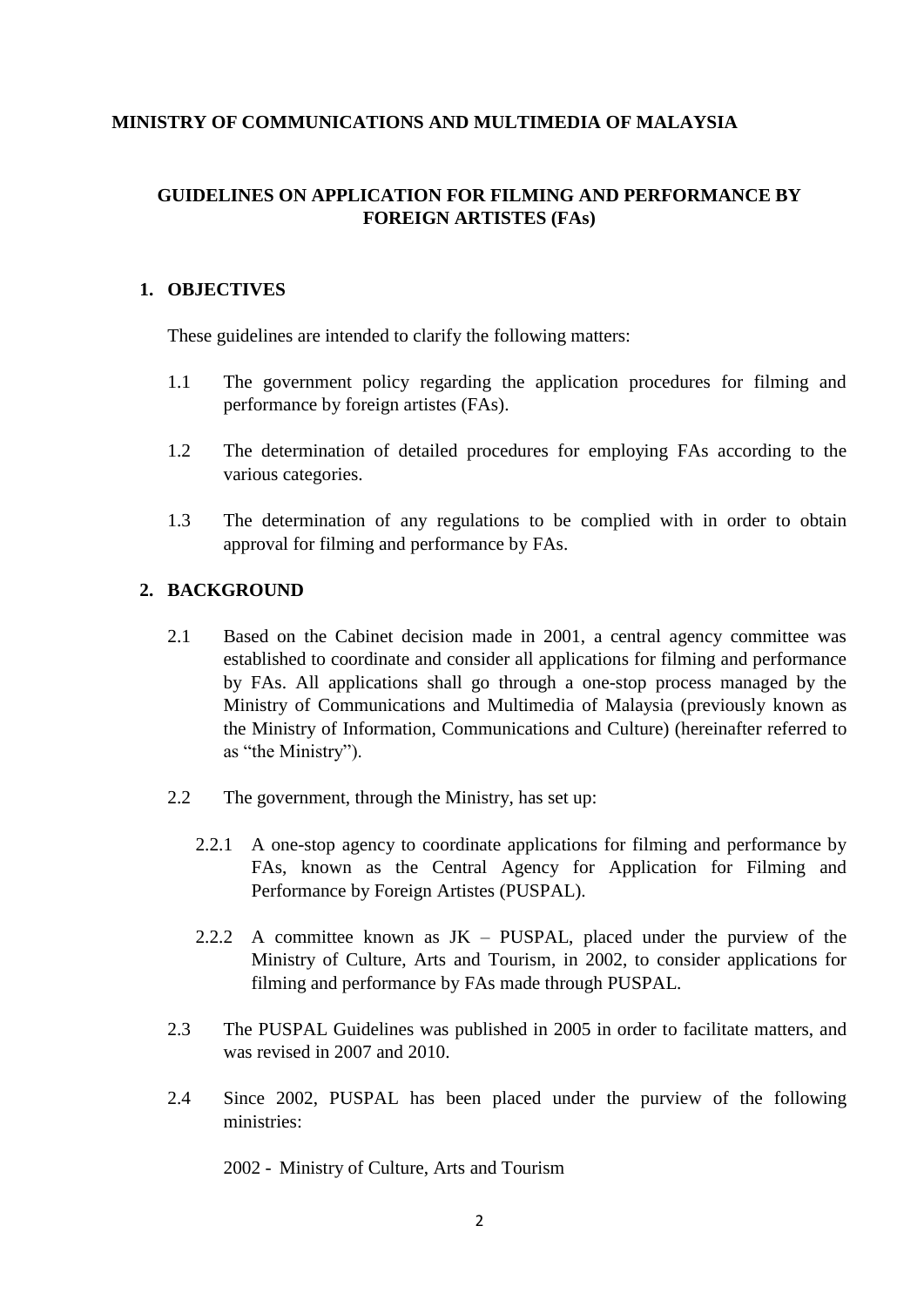**MINISTRY OF COMMUNICATIONS AND MULTIMEDIA OF MALAYSIA**

**GUIDELINES ON APPLICATION FOR FILMING AND PERFORMANCE BY FOREIGN ARTISTES (FAs)**

## 1. OBJECTIVES

These guidelines are intended to clarify the following matters:

1.1 The government policy regarding the application procedures for filming and performance by foreign artistes (FAs).

1.2 The determination of detailed procedures for employing FAs according to the various categories.

1.3 The determination of any regulations to be complied with in order to obtain approval for filming and performance by FAs.

## 2. BACKGROUND

2.1 Based on the Cabinet decision made in 2001, a central agency committee was established to coordinate and consider all applications for filming and performance by FAs. All applications shall go through a one-stop process managed by the Ministry of Communications and Multimedia of Malaysia (previously known as the Ministry of Information, Communications and Culture) (hereinafter referred to as "the Ministry").

2.2 The government, through the Ministry, has set up:

2.2.1 A one-stop agency to coordinate applications for filming and performance by FAs, known as the Central Agency for Application for Filming and Performance by Foreign Artistes (PUSPAL).

2.2.2 A committee known as JK – PUSPAL, placed under the purview of the Ministry of Culture, Arts and Tourism, in 2002, to consider applications for filming and performance by FAs made through PUSPAL.

2.3 The PUSPAL Guidelines was published in 2005 in order to facilitate matters, and was revised in 2007 and 2010.

2.4 Since 2002, PUSPAL has been placed under the purview of the following ministries:

2002 - Ministry of Culture, Arts and Tourism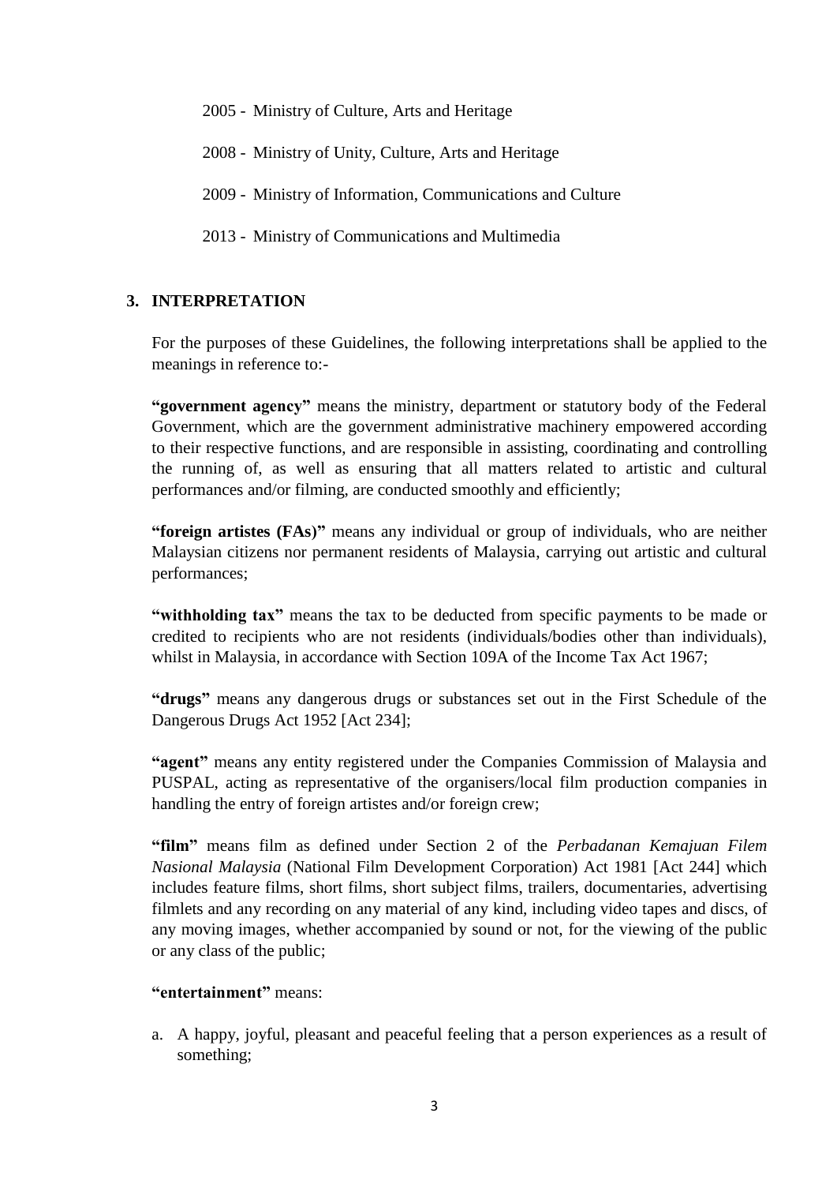2005 - Ministry of Culture, Arts and Heritage

2008 - Ministry of Unity, Culture, Arts and Heritage

2009 - Ministry of Information, Communications and Culture

2013 - Ministry of Communications and Multimedia

## 3. INTERPRETATION

For the purposes of these Guidelines, the following interpretations shall be applied to the meanings in reference to:-

**"government agency"** means the ministry, department or statutory body of the Federal Government, which are the government administrative machinery empowered according to their respective functions, and are responsible in assisting, coordinating and controlling the running of, as well as ensuring that all matters related to artistic and cultural performances and/or filming, are conducted smoothly and efficiently;

**"foreign artistes (FAs)"** means any individual or group of individuals, who are neither Malaysian citizens nor permanent residents of Malaysia, carrying out artistic and cultural performances;

**"withholding tax"** means the tax to be deducted from specific payments to be made or credited to recipients who are not residents (individuals/bodies other than individuals), whilst in Malaysia, in accordance with Section 109A of the Income Tax Act 1967;

**"drugs"** means any dangerous drugs or substances set out in the First Schedule of the Dangerous Drugs Act 1952 [Act 234];

**"agent"** means any entity registered under the Companies Commission of Malaysia and PUSPAL, acting as representative of the organisers/local film production companies in handling the entry of foreign artistes and/or foreign crew;

**"film"** means film as defined under Section 2 of the *Perbadanan Kemajuan Filem Nasional Malaysia* (National Film Development Corporation) Act 1981 [Act 244] which includes feature films, short films, short subject films, trailers, documentaries, advertising filmlets and any recording on any material of any kind, including video tapes and discs, of any moving images, whether accompanied by sound or not, for the viewing of the public or any class of the public;

**"entertainment"** means:

a. A happy, joyful, pleasant and peaceful feeling that a person experiences as a result of something;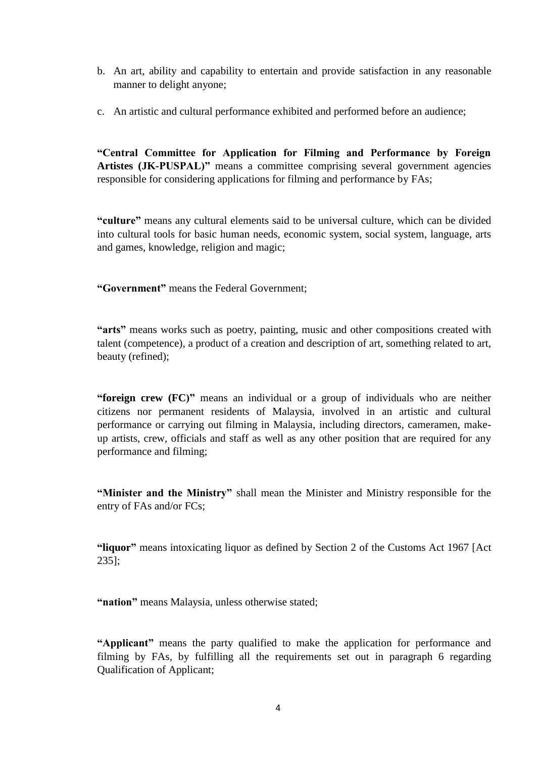b. An art, ability and capability to entertain and provide satisfaction in any reasonable manner to delight anyone;

c. An artistic and cultural performance exhibited and performed before an audience;

**"Central Committee for Application for Filming and Performance by Foreign Artistes (JK-PUSPAL)"** means a committee comprising several government agencies responsible for considering applications for filming and performance by FAs;

**"culture"** means any cultural elements said to be universal culture, which can be divided into cultural tools for basic human needs, economic system, social system, language, arts and games, knowledge, religion and magic;

**"Government"** means the Federal Government;

**"arts"** means works such as poetry, painting, music and other compositions created with talent (competence), a product of a creation and description of art, something related to art, beauty (refined);

**"foreign crew (FC)"** means an individual or a group of individuals who are neither citizens nor permanent residents of Malaysia, involved in an artistic and cultural performance or carrying out filming in Malaysia, including directors, cameramen, make-up artists, crew, officials and staff as well as any other position that are required for any performance and filming;

**"Minister and the Ministry"** shall mean the Minister and Ministry responsible for the entry of FAs and/or FCs;

**"liquor"** means intoxicating liquor as defined by Section 2 of the Customs Act 1967 [Act 235];

**"nation"** means Malaysia, unless otherwise stated;

**"Applicant"** means the party qualified to make the application for performance and filming by FAs, by fulfilling all the requirements set out in paragraph 6 regarding Qualification of Applicant;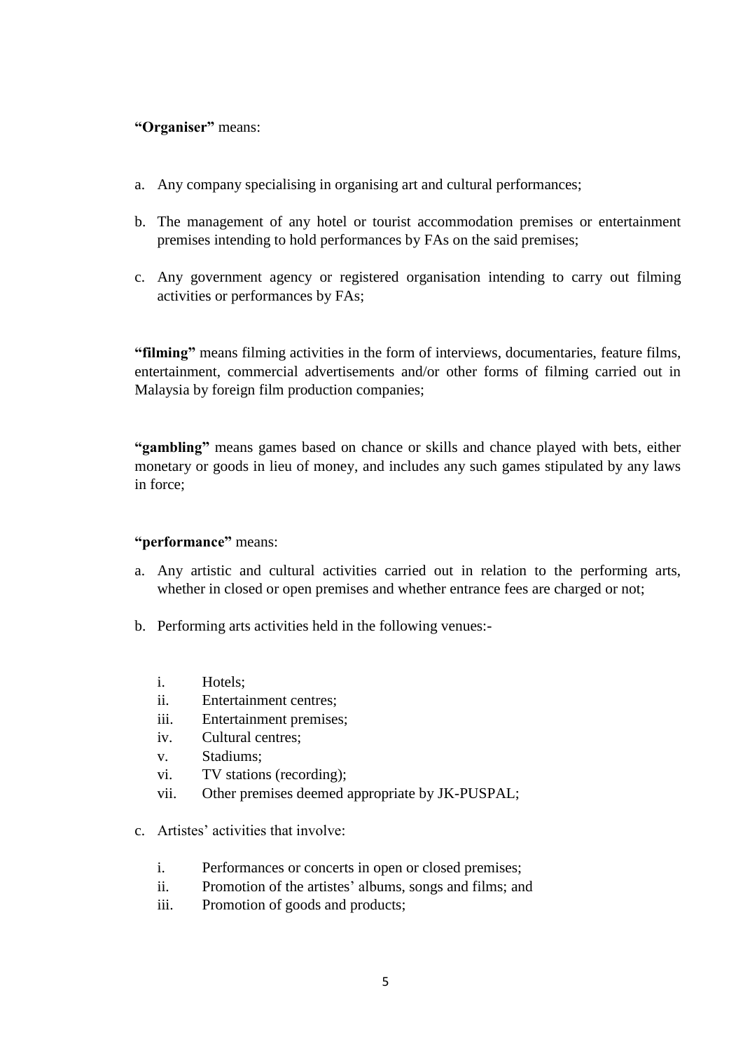**“Organiser”** means:

a. Any company specialising in organising art and cultural performances;

b. The management of any hotel or tourist accommodation premises or entertainment premises intending to hold performances by FAs on the said premises;

c. Any government agency or registered organisation intending to carry out filming activities or performances by FAs;

**“filming”** means filming activities in the form of interviews, documentaries, feature films, entertainment, commercial advertisements and/or other forms of filming carried out in Malaysia by foreign film production companies;

**“gambling”** means games based on chance or skills and chance played with bets, either monetary or goods in lieu of money, and includes any such games stipulated by any laws in force;

**“performance”** means:

a. Any artistic and cultural activities carried out in relation to the performing arts, whether in closed or open premises and whether entrance fees are charged or not;

b. Performing arts activities held in the following venues:-

   i. Hotels;
   ii. Entertainment centres;
   iii. Entertainment premises;
   iv. Cultural centres;
   v. Stadiums;
   vi. TV stations (recording);
   vii. Other premises deemed appropriate by JK-PUSPAL;

c. Artistes’ activities that involve:

   i. Performances or concerts in open or closed premises;
   ii. Promotion of the artistes’ albums, songs and films; and
   iii. Promotion of goods and products;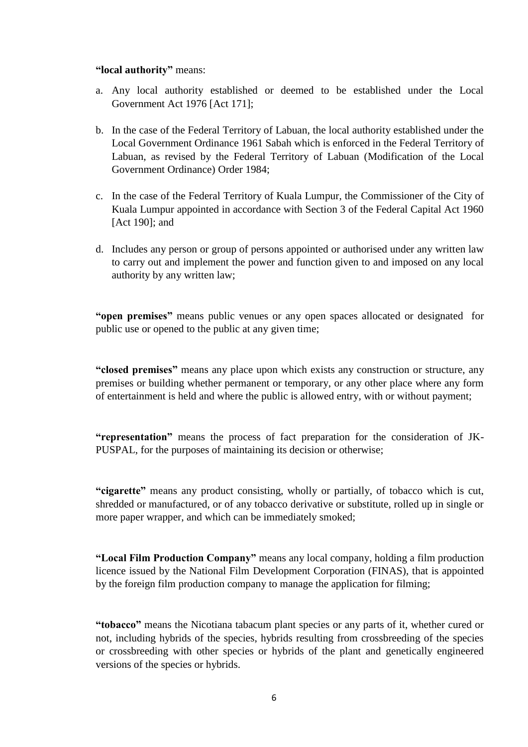**"local authority"** means:

a. Any local authority established or deemed to be established under the Local Government Act 1976 [Act 171];

b. In the case of the Federal Territory of Labuan, the local authority established under the Local Government Ordinance 1961 Sabah which is enforced in the Federal Territory of Labuan, as revised by the Federal Territory of Labuan (Modification of the Local Government Ordinance) Order 1984;

c. In the case of the Federal Territory of Kuala Lumpur, the Commissioner of the City of Kuala Lumpur appointed in accordance with Section 3 of the Federal Capital Act 1960 [Act 190]; and

d. Includes any person or group of persons appointed or authorised under any written law to carry out and implement the power and function given to and imposed on any local authority by any written law;

**"open premises"** means public venues or any open spaces allocated or designated for public use or opened to the public at any given time;

**"closed premises"** means any place upon which exists any construction or structure, any premises or building whether permanent or temporary, or any other place where any form of entertainment is held and where the public is allowed entry, with or without payment;

**"representation"** means the process of fact preparation for the consideration of JK-PUSPAL, for the purposes of maintaining its decision or otherwise;

**"cigarette"** means any product consisting, wholly or partially, of tobacco which is cut, shredded or manufactured, or of any tobacco derivative or substitute, rolled up in single or more paper wrapper, and which can be immediately smoked;

**"Local Film Production Company"** means any local company, holding a film production licence issued by the National Film Development Corporation (FINAS), that is appointed by the foreign film production company to manage the application for filming;

**"tobacco"** means the Nicotiana tabacum plant species or any parts of it, whether cured or not, including hybrids of the species, hybrids resulting from crossbreeding of the species or crossbreeding with other species or hybrids of the plant and genetically engineered versions of the species or hybrids.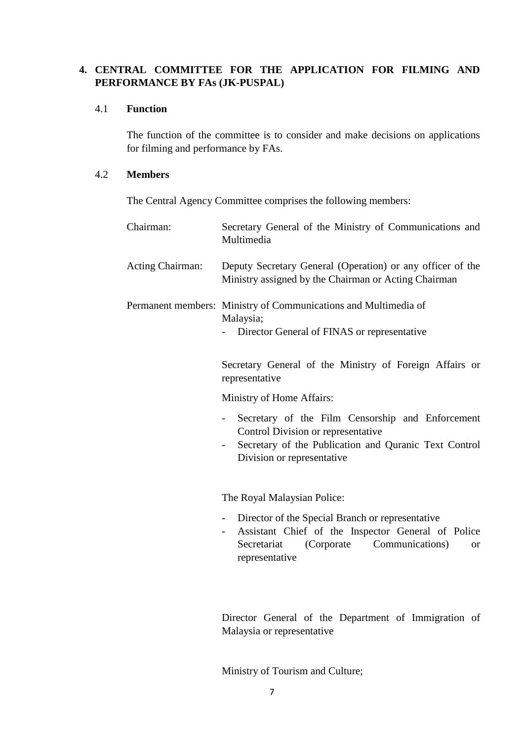## 4. CENTRAL COMMITTEE FOR THE APPLICATION FOR FILMING AND PERFORMANCE BY FAs (JK-PUSPAL)

### 4.1 Function

The function of the committee is to consider and make decisions on applications for filming and performance by FAs.

### 4.2 Members

The Central Agency Committee comprises the following members:

**Chairman:** Secretary General of the Ministry of Communications and Multimedia

**Acting Chairman:** Deputy Secretary General (Operation) or any officer of the Ministry assigned by the Chairman or Acting Chairman

**Permanent members:** Ministry of Communications and Multimedia of Malaysia;

- Director General of FINAS or representative

Secretary General of the Ministry of Foreign Affairs or representative

Ministry of Home Affairs:

- Secretary of the Film Censorship and Enforcement Control Division or representative
- Secretary of the Publication and Quranic Text Control Division or representative

The Royal Malaysian Police:

- Director of the Special Branch or representative
- Assistant Chief of the Inspector General of Police Secretariat (Corporate Communications) or representative

Director General of the Department of Immigration of Malaysia or representative

Ministry of Tourism and Culture;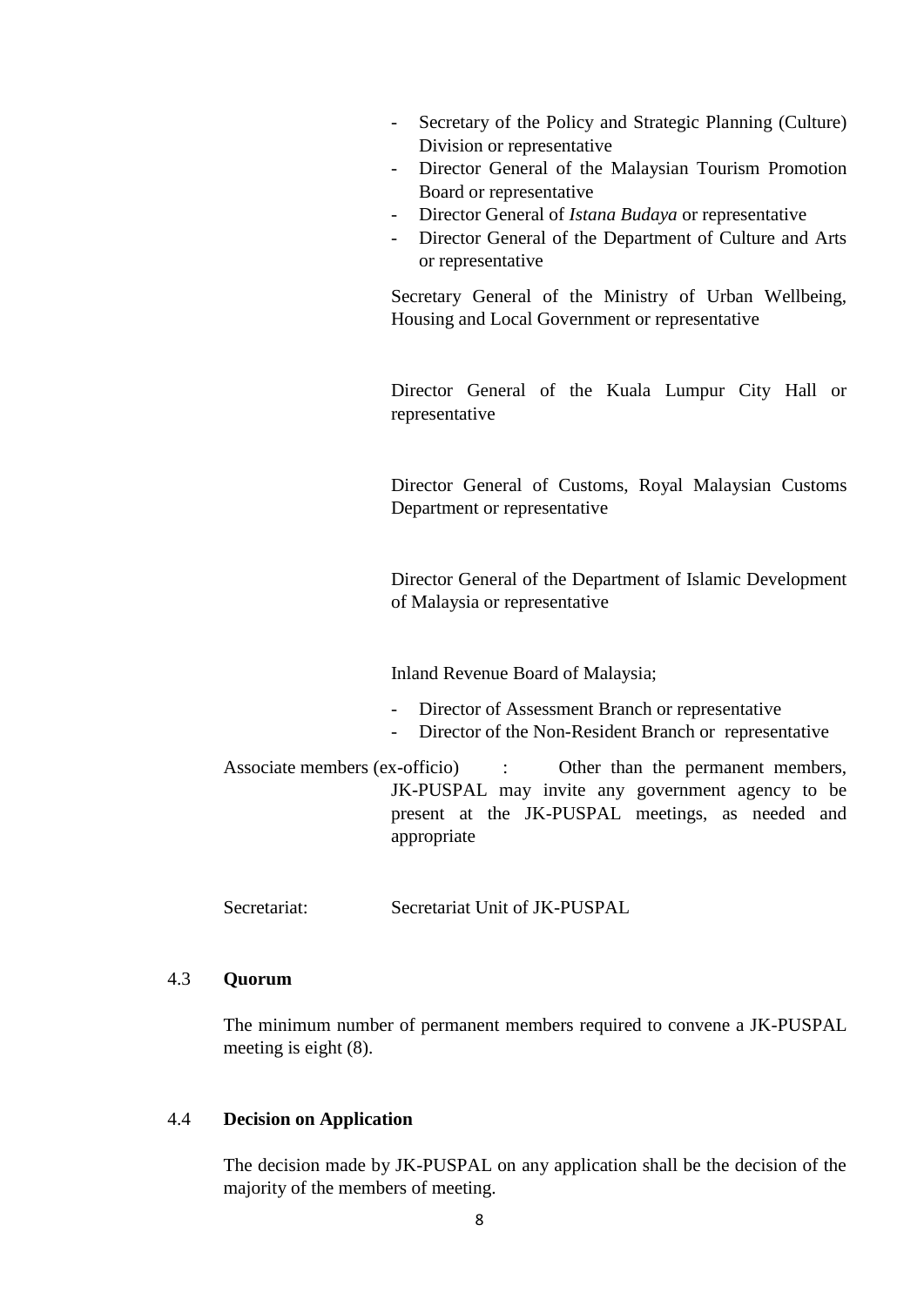- Secretary of the Policy and Strategic Planning (Culture) Division or representative
- Director General of the Malaysian Tourism Promotion Board or representative
- Director General of *Istana Budaya* or representative
- Director General of the Department of Culture and Arts or representative

Secretary General of the Ministry of Urban Wellbeing, Housing and Local Government or representative

Director General of the Kuala Lumpur City Hall or representative

Director General of Customs, Royal Malaysian Customs Department or representative

Director General of the Department of Islamic Development of Malaysia or representative

Inland Revenue Board of Malaysia;

- Director of Assessment Branch or representative
- Director of the Non-Resident Branch or representative

Associate members (ex-officio) : Other than the permanent members, JK-PUSPAL may invite any government agency to be present at the JK-PUSPAL meetings, as needed and appropriate

Secretariat: Secretariat Unit of JK-PUSPAL

### 4.3 **Quorum**

The minimum number of permanent members required to convene a JK-PUSPAL meeting is eight (8).

### 4.4 **Decision on Application**

The decision made by JK-PUSPAL on any application shall be the decision of the majority of the members of meeting.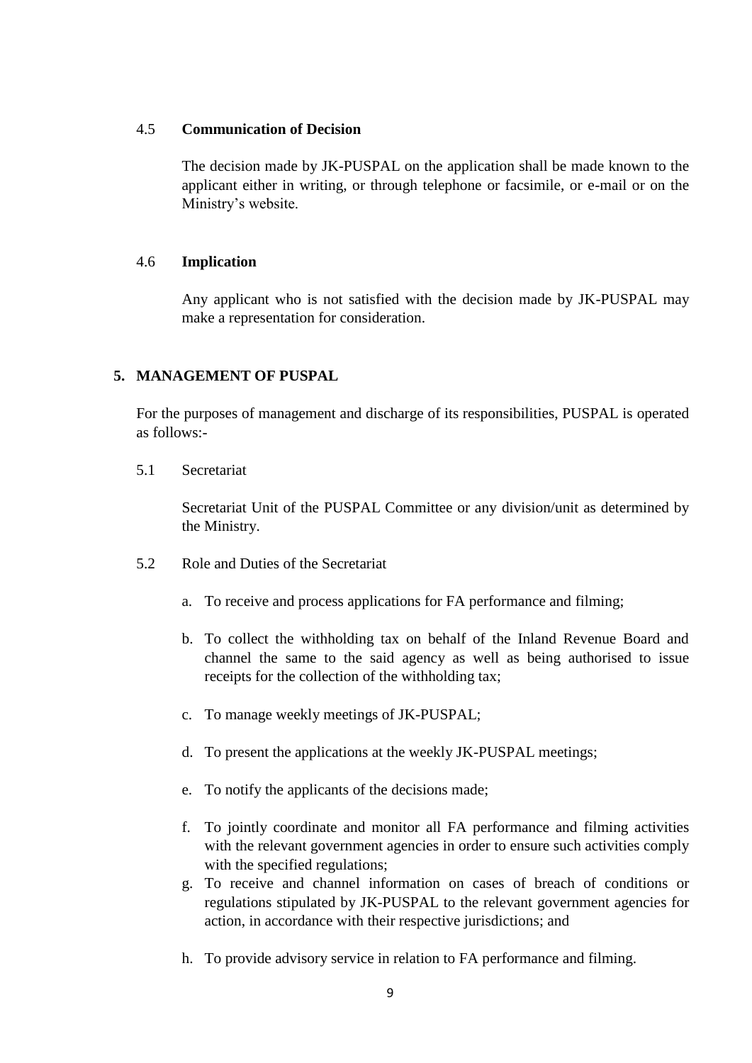### 4.5 Communication of Decision

The decision made by JK-PUSPAL on the application shall be made known to the applicant either in writing, or through telephone or facsimile, or e-mail or on the Ministry's website.

### 4.6 Implication

Any applicant who is not satisfied with the decision made by JK-PUSPAL may make a representation for consideration.

## 5. MANAGEMENT OF PUSPAL

For the purposes of management and discharge of its responsibilities, PUSPAL is operated as follows:-

5.1 Secretariat

Secretariat Unit of the PUSPAL Committee or any division/unit as determined by the Ministry.

5.2 Role and Duties of the Secretariat

a. To receive and process applications for FA performance and filming;

b. To collect the withholding tax on behalf of the Inland Revenue Board and channel the same to the said agency as well as being authorised to issue receipts for the collection of the withholding tax;

c. To manage weekly meetings of JK-PUSPAL;

d. To present the applications at the weekly JK-PUSPAL meetings;

e. To notify the applicants of the decisions made;

f. To jointly coordinate and monitor all FA performance and filming activities with the relevant government agencies in order to ensure such activities comply with the specified regulations;

g. To receive and channel information on cases of breach of conditions or regulations stipulated by JK-PUSPAL to the relevant government agencies for action, in accordance with their respective jurisdictions; and

h. To provide advisory service in relation to FA performance and filming.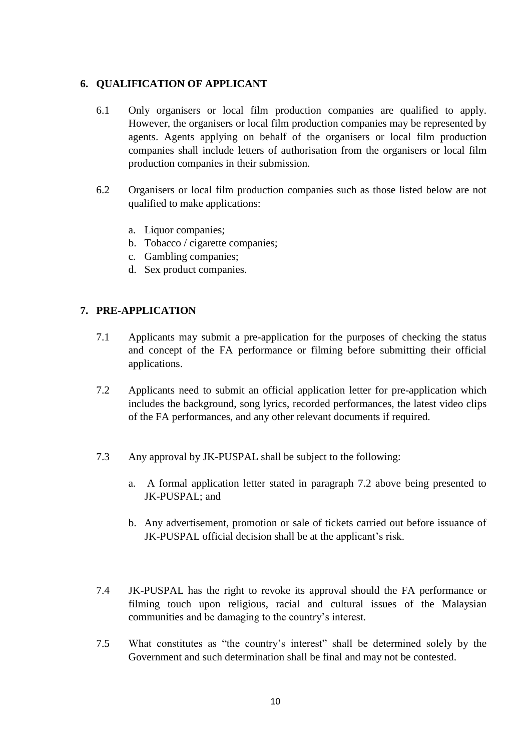## 6. QUALIFICATION OF APPLICANT

6.1 Only organisers or local film production companies are qualified to apply. However, the organisers or local film production companies may be represented by agents. Agents applying on behalf of the organisers or local film production companies shall include letters of authorisation from the organisers or local film production companies in their submission.

6.2 Organisers or local film production companies such as those listed below are not qualified to make applications:

a. Liquor companies;
b. Tobacco / cigarette companies;
c. Gambling companies;
d. Sex product companies.

## 7. PRE-APPLICATION

7.1 Applicants may submit a pre-application for the purposes of checking the status and concept of the FA performance or filming before submitting their official applications.

7.2 Applicants need to submit an official application letter for pre-application which includes the background, song lyrics, recorded performances, the latest video clips of the FA performances, and any other relevant documents if required.

7.3 Any approval by JK-PUSPAL shall be subject to the following:

a. A formal application letter stated in paragraph 7.2 above being presented to JK-PUSPAL; and

b. Any advertisement, promotion or sale of tickets carried out before issuance of JK-PUSPAL official decision shall be at the applicant's risk.

7.4 JK-PUSPAL has the right to revoke its approval should the FA performance or filming touch upon religious, racial and cultural issues of the Malaysian communities and be damaging to the country's interest.

7.5 What constitutes as "the country's interest" shall be determined solely by the Government and such determination shall be final and may not be contested.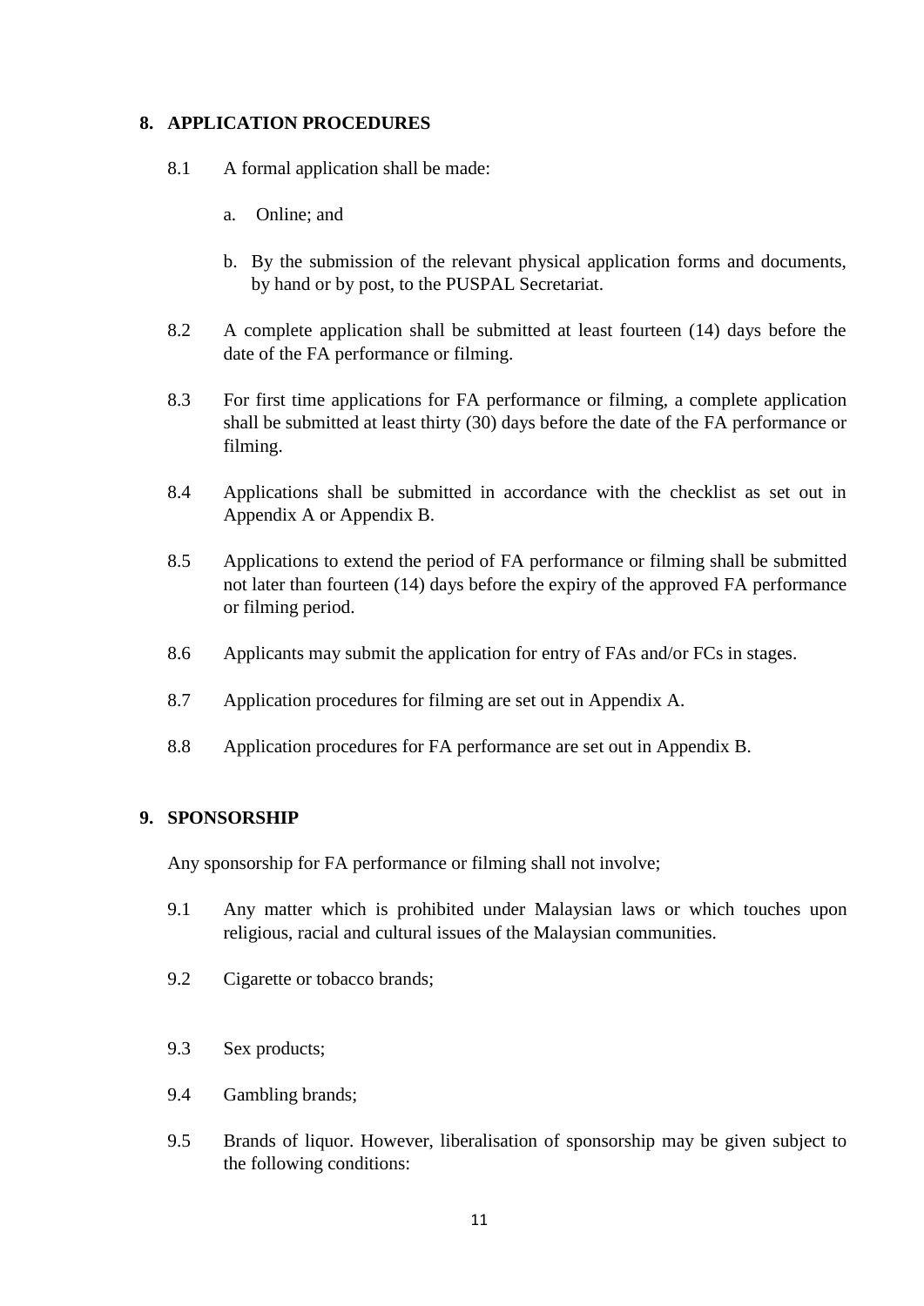## 8. APPLICATION PROCEDURES

8.1 A formal application shall be made:

a. Online; and

b. By the submission of the relevant physical application forms and documents, by hand or by post, to the PUSPAL Secretariat.

8.2 A complete application shall be submitted at least fourteen (14) days before the date of the FA performance or filming.

8.3 For first time applications for FA performance or filming, a complete application shall be submitted at least thirty (30) days before the date of the FA performance or filming.

8.4 Applications shall be submitted in accordance with the checklist as set out in Appendix A or Appendix B.

8.5 Applications to extend the period of FA performance or filming shall be submitted not later than fourteen (14) days before the expiry of the approved FA performance or filming period.

8.6 Applicants may submit the application for entry of FAs and/or FCs in stages.

8.7 Application procedures for filming are set out in Appendix A.

8.8 Application procedures for FA performance are set out in Appendix B.

## 9. SPONSORSHIP

Any sponsorship for FA performance or filming shall not involve;

9.1 Any matter which is prohibited under Malaysian laws or which touches upon religious, racial and cultural issues of the Malaysian communities.

9.2 Cigarette or tobacco brands;

9.3 Sex products;

9.4 Gambling brands;

9.5 Brands of liquor. However, liberalisation of sponsorship may be given subject to the following conditions: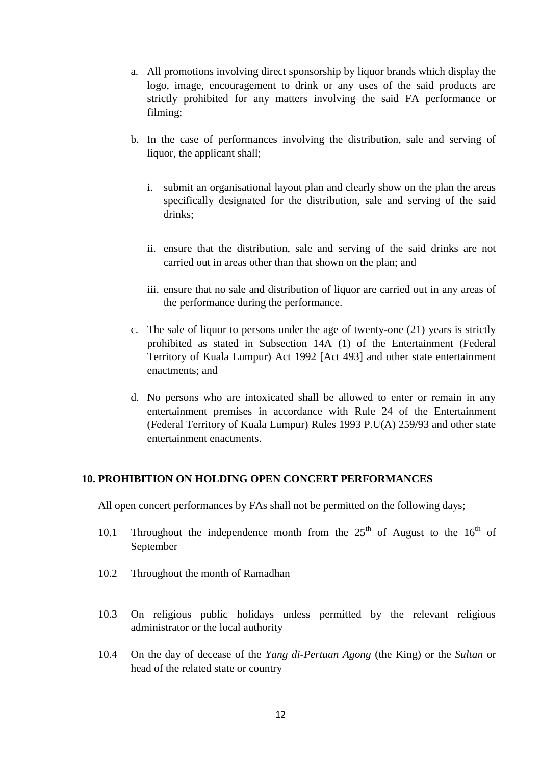a. All promotions involving direct sponsorship by liquor brands which display the logo, image, encouragement to drink or any uses of the said products are strictly prohibited for any matters involving the said FA performance or filming;

b. In the case of performances involving the distribution, sale and serving of liquor, the applicant shall;

   i. submit an organisational layout plan and clearly show on the plan the areas specifically designated for the distribution, sale and serving of the said drinks;

   ii. ensure that the distribution, sale and serving of the said drinks are not carried out in areas other than that shown on the plan; and

   iii. ensure that no sale and distribution of liquor are carried out in any areas of the performance during the performance.

c. The sale of liquor to persons under the age of twenty-one (21) years is strictly prohibited as stated in Subsection 14A (1) of the Entertainment (Federal Territory of Kuala Lumpur) Act 1992 [Act 493] and other state entertainment enactments; and

d. No persons who are intoxicated shall be allowed to enter or remain in any entertainment premises in accordance with Rule 24 of the Entertainment (Federal Territory of Kuala Lumpur) Rules 1993 P.U(A) 259/93 and other state entertainment enactments.

## 10. PROHIBITION ON HOLDING OPEN CONCERT PERFORMANCES

All open concert performances by FAs shall not be permitted on the following days;

10.1 Throughout the independence month from the 25th of August to the 16th of September

10.2 Throughout the month of Ramadhan

10.3 On religious public holidays unless permitted by the relevant religious administrator or the local authority

10.4 On the day of decease of the *Yang di-Pertuan Agong* (the King) or the *Sultan* or head of the related state or country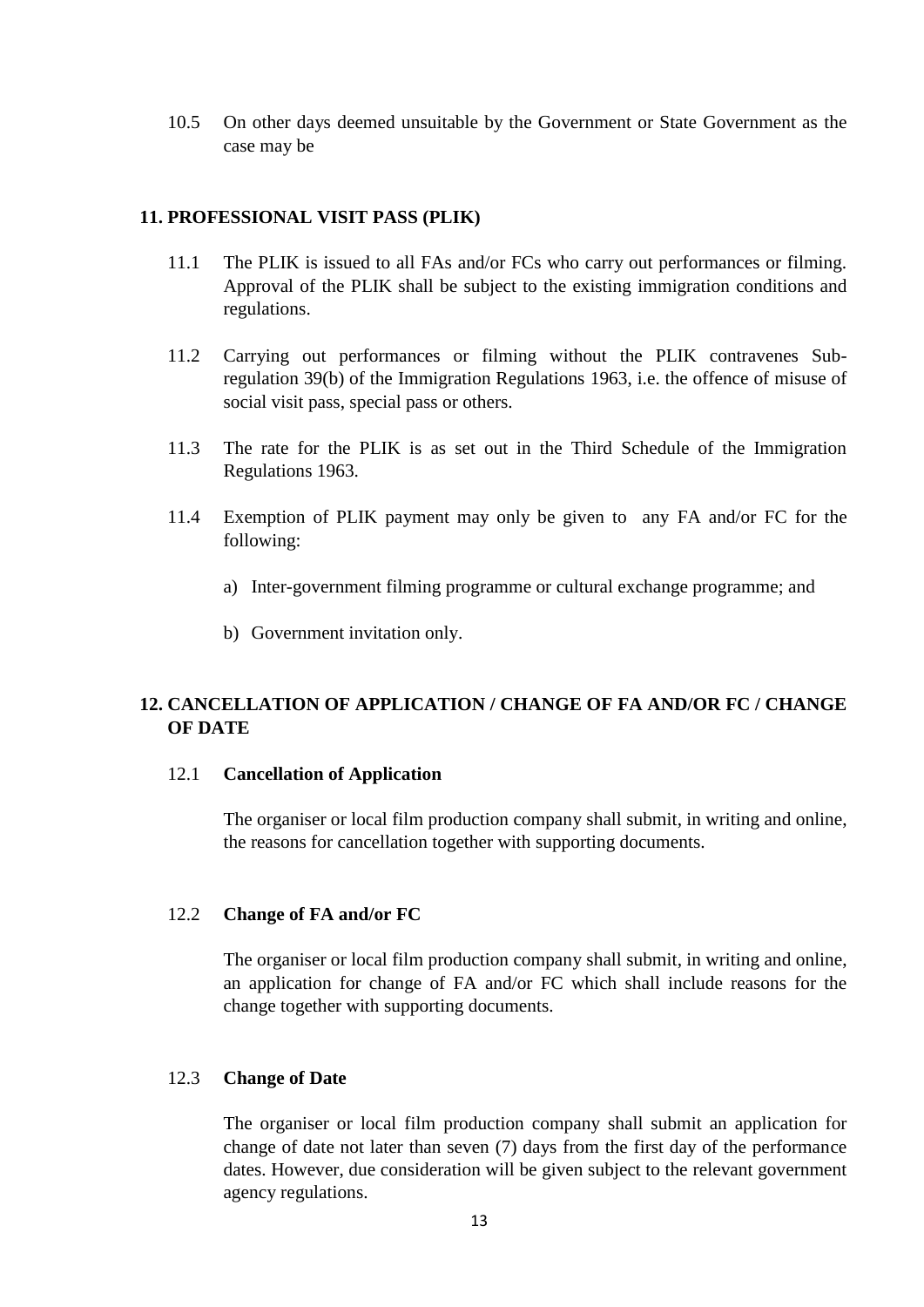10.5 On other days deemed unsuitable by the Government or State Government as the case may be

## 11. PROFESSIONAL VISIT PASS (PLIK)

11.1 The PLIK is issued to all FAs and/or FCs who carry out performances or filming. Approval of the PLIK shall be subject to the existing immigration conditions and regulations.

11.2 Carrying out performances or filming without the PLIK contravenes Sub-regulation 39(b) of the Immigration Regulations 1963, i.e. the offence of misuse of social visit pass, special pass or others.

11.3 The rate for the PLIK is as set out in the Third Schedule of the Immigration Regulations 1963.

11.4 Exemption of PLIK payment may only be given to any FA and/or FC for the following:

a) Inter-government filming programme or cultural exchange programme; and

b) Government invitation only.

## 12. CANCELLATION OF APPLICATION / CHANGE OF FA AND/OR FC / CHANGE OF DATE

### 12.1 Cancellation of Application

The organiser or local film production company shall submit, in writing and online, the reasons for cancellation together with supporting documents.

### 12.2 Change of FA and/or FC

The organiser or local film production company shall submit, in writing and online, an application for change of FA and/or FC which shall include reasons for the change together with supporting documents.

### 12.3 Change of Date

The organiser or local film production company shall submit an application for change of date not later than seven (7) days from the first day of the performance dates. However, due consideration will be given subject to the relevant government agency regulations.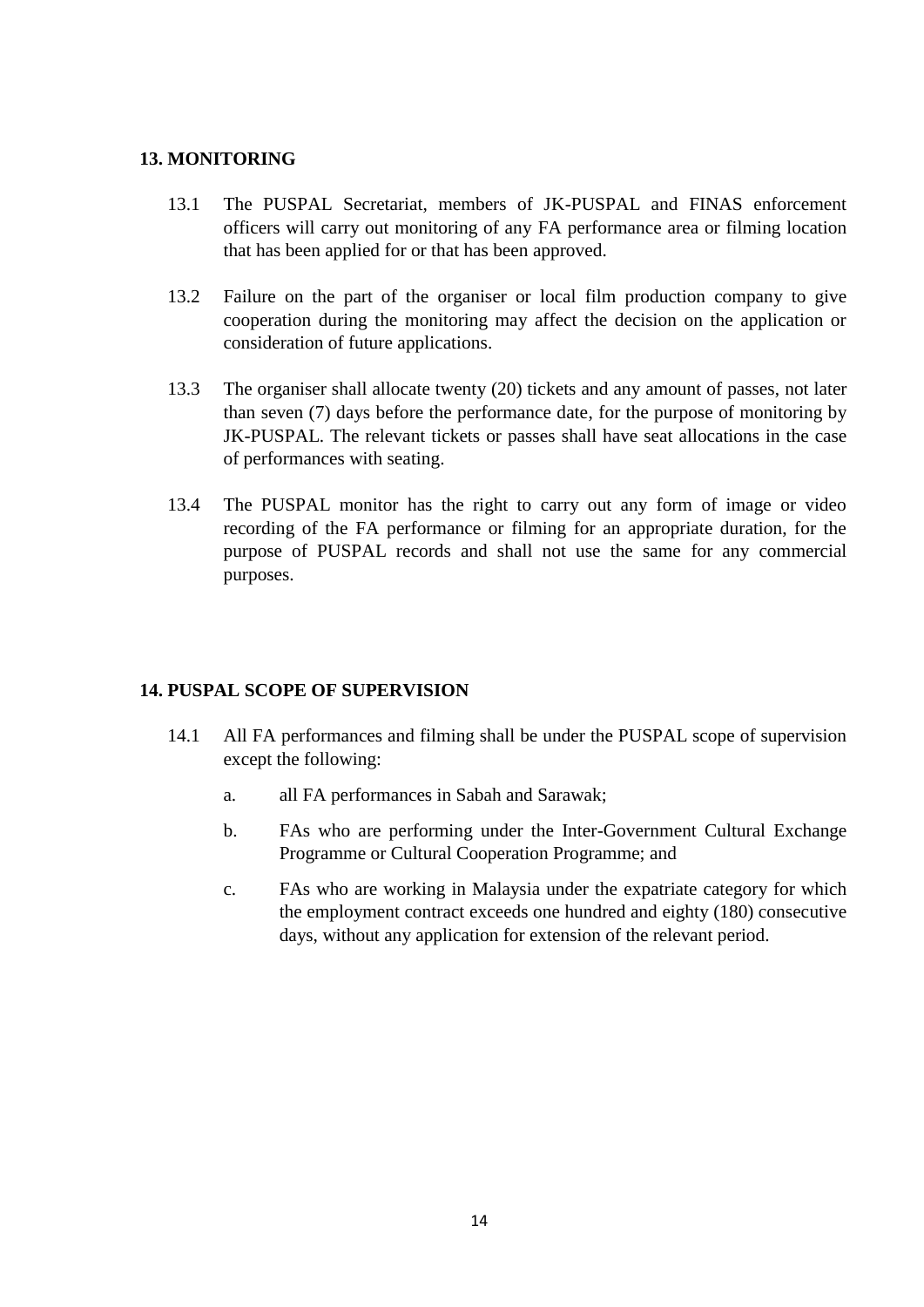## 13. MONITORING

13.1 The PUSPAL Secretariat, members of JK-PUSPAL and FINAS enforcement officers will carry out monitoring of any FA performance area or filming location that has been applied for or that has been approved.

13.2 Failure on the part of the organiser or local film production company to give cooperation during the monitoring may affect the decision on the application or consideration of future applications.

13.3 The organiser shall allocate twenty (20) tickets and any amount of passes, not later than seven (7) days before the performance date, for the purpose of monitoring by JK-PUSPAL. The relevant tickets or passes shall have seat allocations in the case of performances with seating.

13.4 The PUSPAL monitor has the right to carry out any form of image or video recording of the FA performance or filming for an appropriate duration, for the purpose of PUSPAL records and shall not use the same for any commercial purposes.

## 14. PUSPAL SCOPE OF SUPERVISION

14.1 All FA performances and filming shall be under the PUSPAL scope of supervision except the following:

a. all FA performances in Sabah and Sarawak;

b. FAs who are performing under the Inter-Government Cultural Exchange Programme or Cultural Cooperation Programme; and

c. FAs who are working in Malaysia under the expatriate category for which the employment contract exceeds one hundred and eighty (180) consecutive days, without any application for extension of the relevant period.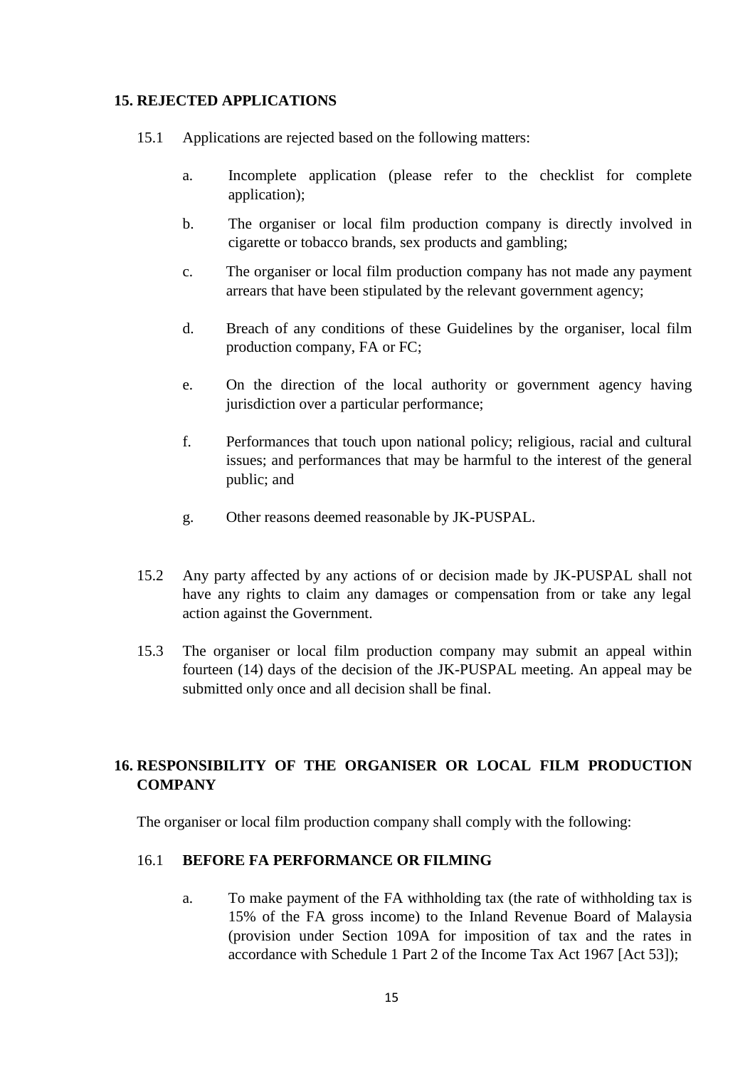## 15. REJECTED APPLICATIONS

15.1 Applications are rejected based on the following matters:

a. Incomplete application (please refer to the checklist for complete application);

b. The organiser or local film production company is directly involved in cigarette or tobacco brands, sex products and gambling;

c. The organiser or local film production company has not made any payment arrears that have been stipulated by the relevant government agency;

d. Breach of any conditions of these Guidelines by the organiser, local film production company, FA or FC;

e. On the direction of the local authority or government agency having jurisdiction over a particular performance;

f. Performances that touch upon national policy; religious, racial and cultural issues; and performances that may be harmful to the interest of the general public; and

g. Other reasons deemed reasonable by JK-PUSPAL.

15.2 Any party affected by any actions of or decision made by JK-PUSPAL shall not have any rights to claim any damages or compensation from or take any legal action against the Government.

15.3 The organiser or local film production company may submit an appeal within fourteen (14) days of the decision of the JK-PUSPAL meeting. An appeal may be submitted only once and all decision shall be final.

## 16. RESPONSIBILITY OF THE ORGANISER OR LOCAL FILM PRODUCTION COMPANY

The organiser or local film production company shall comply with the following:

### 16.1 BEFORE FA PERFORMANCE OR FILMING

a. To make payment of the FA withholding tax (the rate of withholding tax is 15% of the FA gross income) to the Inland Revenue Board of Malaysia (provision under Section 109A for imposition of tax and the rates in accordance with Schedule 1 Part 2 of the Income Tax Act 1967 [Act 53]);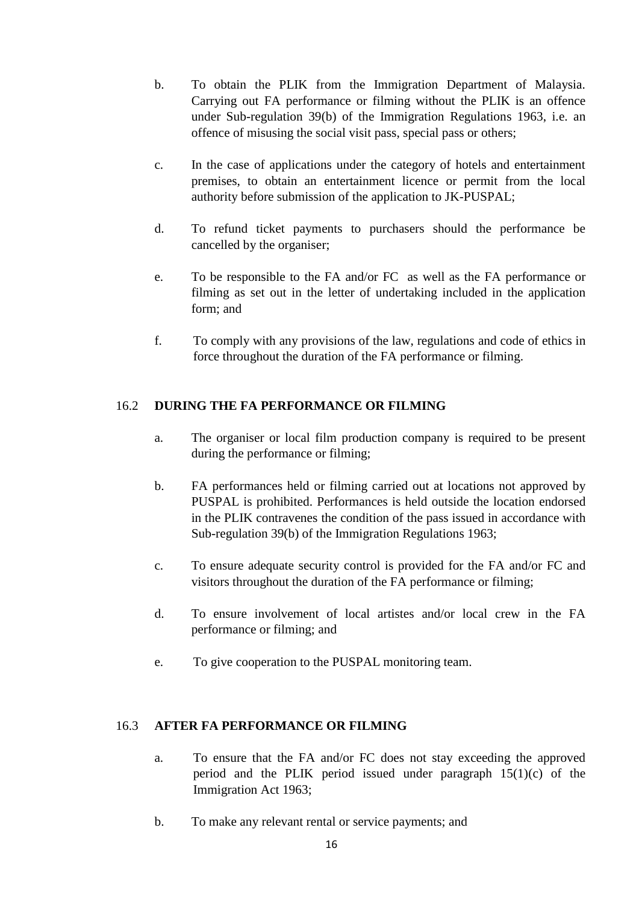b. To obtain the PLIK from the Immigration Department of Malaysia. Carrying out FA performance or filming without the PLIK is an offence under Sub-regulation 39(b) of the Immigration Regulations 1963, i.e. an offence of misusing the social visit pass, special pass or others;

c. In the case of applications under the category of hotels and entertainment premises, to obtain an entertainment licence or permit from the local authority before submission of the application to JK-PUSPAL;

d. To refund ticket payments to purchasers should the performance be cancelled by the organiser;

e. To be responsible to the FA and/or FC as well as the FA performance or filming as set out in the letter of undertaking included in the application form; and

f. To comply with any provisions of the law, regulations and code of ethics in force throughout the duration of the FA performance or filming.

## 16.2 DURING THE FA PERFORMANCE OR FILMING

a. The organiser or local film production company is required to be present during the performance or filming;

b. FA performances held or filming carried out at locations not approved by PUSPAL is prohibited. Performances is held outside the location endorsed in the PLIK contravenes the condition of the pass issued in accordance with Sub-regulation 39(b) of the Immigration Regulations 1963;

c. To ensure adequate security control is provided for the FA and/or FC and visitors throughout the duration of the FA performance or filming;

d. To ensure involvement of local artistes and/or local crew in the FA performance or filming; and

e. To give cooperation to the PUSPAL monitoring team.

## 16.3 AFTER FA PERFORMANCE OR FILMING

a. To ensure that the FA and/or FC does not stay exceeding the approved period and the PLIK period issued under paragraph 15(1)(c) of the Immigration Act 1963;

b. To make any relevant rental or service payments; and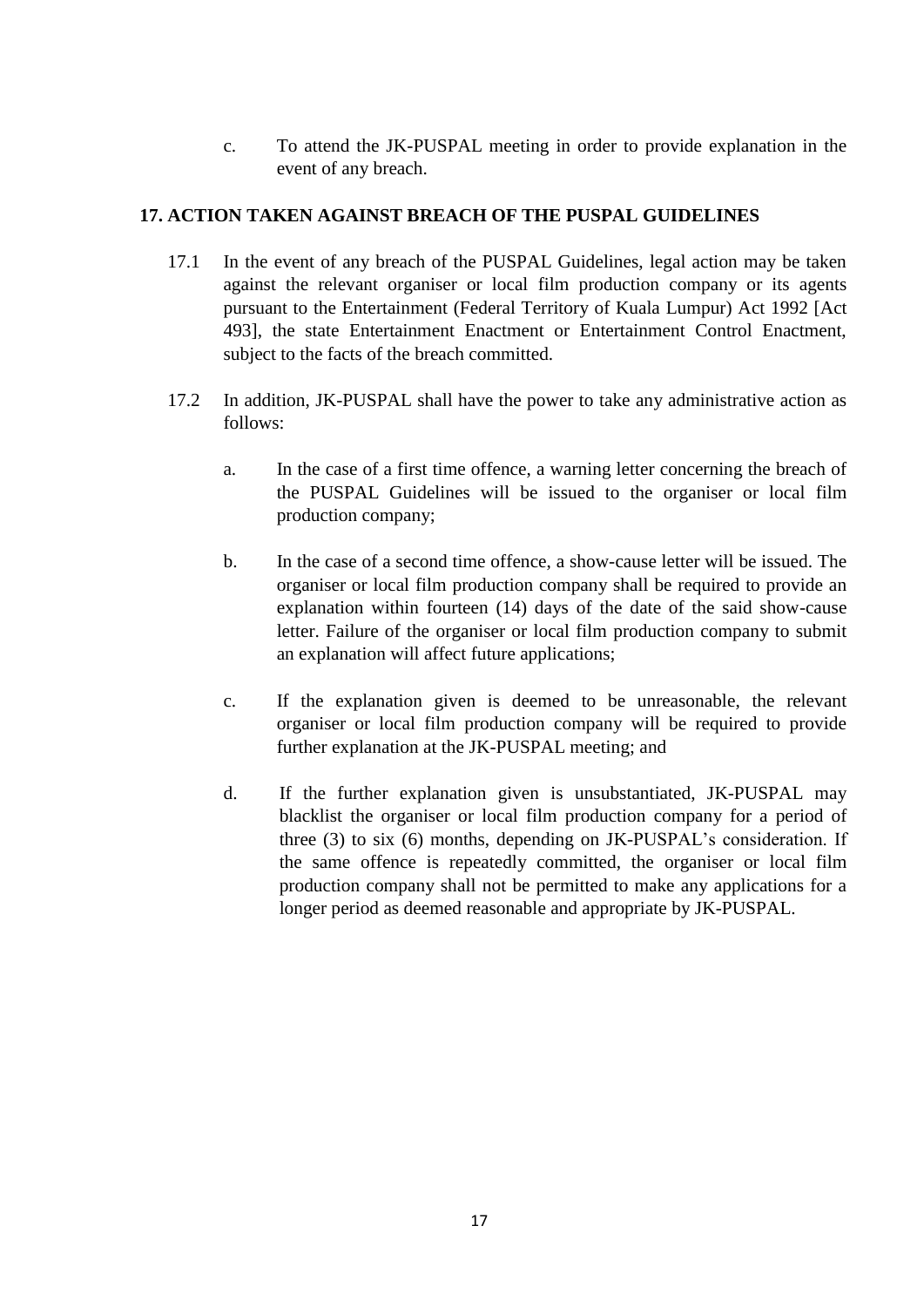c. To attend the JK-PUSPAL meeting in order to provide explanation in the event of any breach.

## 17. ACTION TAKEN AGAINST BREACH OF THE PUSPAL GUIDELINES

17.1 In the event of any breach of the PUSPAL Guidelines, legal action may be taken against the relevant organiser or local film production company or its agents pursuant to the Entertainment (Federal Territory of Kuala Lumpur) Act 1992 [Act 493], the state Entertainment Enactment or Entertainment Control Enactment, subject to the facts of the breach committed.

17.2 In addition, JK-PUSPAL shall have the power to take any administrative action as follows:

a. In the case of a first time offence, a warning letter concerning the breach of the PUSPAL Guidelines will be issued to the organiser or local film production company;

b. In the case of a second time offence, a show-cause letter will be issued. The organiser or local film production company shall be required to provide an explanation within fourteen (14) days of the date of the said show-cause letter. Failure of the organiser or local film production company to submit an explanation will affect future applications;

c. If the explanation given is deemed to be unreasonable, the relevant organiser or local film production company will be required to provide further explanation at the JK-PUSPAL meeting; and

d. If the further explanation given is unsubstantiated, JK-PUSPAL may blacklist the organiser or local film production company for a period of three (3) to six (6) months, depending on JK-PUSPAL's consideration. If the same offence is repeatedly committed, the organiser or local film production company shall not be permitted to make any applications for a longer period as deemed reasonable and appropriate by JK-PUSPAL.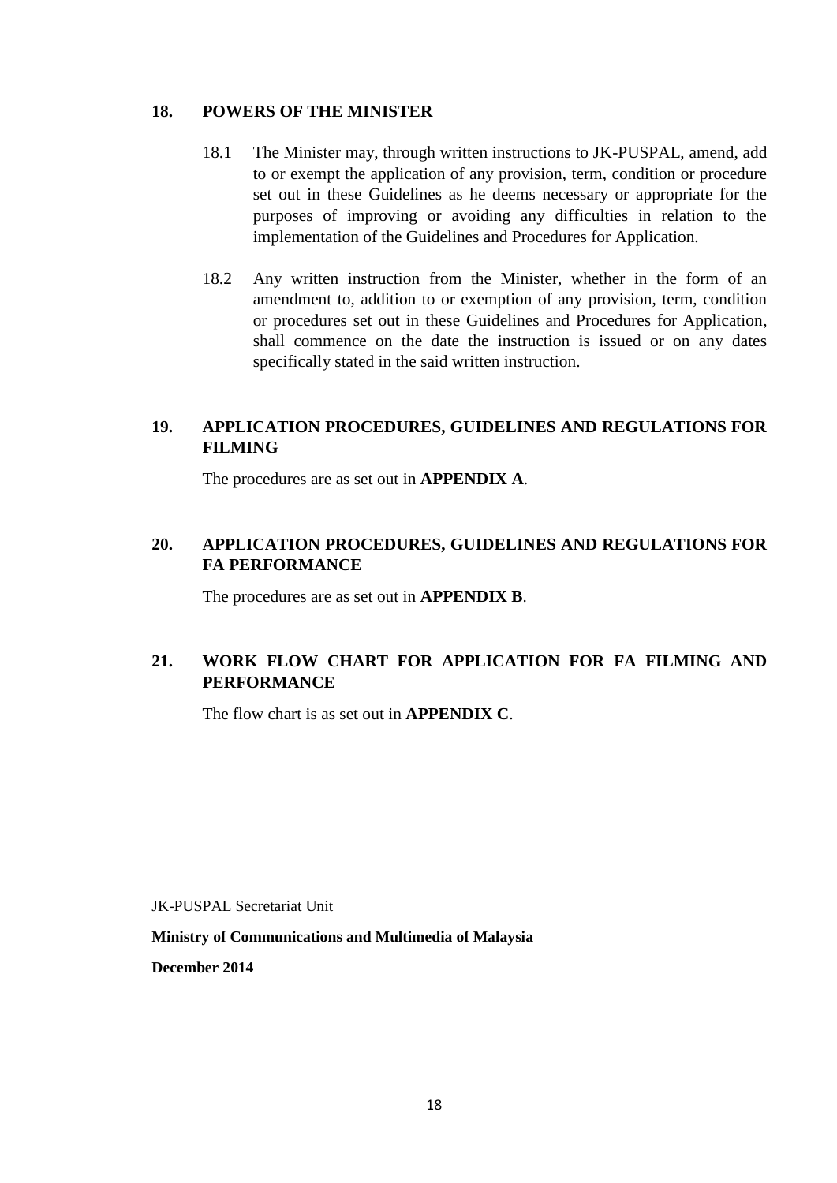## 18. POWERS OF THE MINISTER

18.1 The Minister may, through written instructions to JK-PUSPAL, amend, add to or exempt the application of any provision, term, condition or procedure set out in these Guidelines as he deems necessary or appropriate for the purposes of improving or avoiding any difficulties in relation to the implementation of the Guidelines and Procedures for Application.

18.2 Any written instruction from the Minister, whether in the form of an amendment to, addition to or exemption of any provision, term, condition or procedures set out in these Guidelines and Procedures for Application, shall commence on the date the instruction is issued or on any dates specifically stated in the said written instruction.

## 19. APPLICATION PROCEDURES, GUIDELINES AND REGULATIONS FOR FILMING

The procedures are as set out in **APPENDIX A**.

## 20. APPLICATION PROCEDURES, GUIDELINES AND REGULATIONS FOR FA PERFORMANCE

The procedures are as set out in **APPENDIX B**.

## 21. WORK FLOW CHART FOR APPLICATION FOR FA FILMING AND PERFORMANCE

The flow chart is as set out in **APPENDIX C**.

JK-PUSPAL Secretariat Unit

**Ministry of Communications and Multimedia of Malaysia**

**December 2014**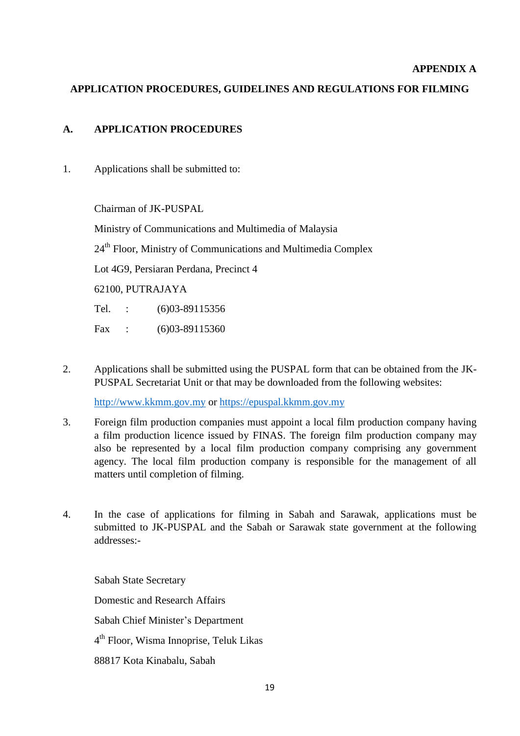**APPENDIX A**

**APPLICATION PROCEDURES, GUIDELINES AND REGULATIONS FOR FILMING**

## A. APPLICATION PROCEDURES

1. Applications shall be submitted to:

   Chairman of JK-PUSPAL

   Ministry of Communications and Multimedia of Malaysia

   24th Floor, Ministry of Communications and Multimedia Complex

   Lot 4G9, Persiaran Perdana, Precinct 4

   62100, PUTRAJAYA

   Tel. : (6)03-89115356

   Fax : (6)03-89115360

2. Applications shall be submitted using the PUSPAL form that can be obtained from the JK-PUSPAL Secretariat Unit or that may be downloaded from the following websites:

   http://www.kkmm.gov.my or https://epuspal.kkmm.gov.my

3. Foreign film production companies must appoint a local film production company having a film production licence issued by FINAS. The foreign film production company may also be represented by a local film production company comprising any government agency. The local film production company is responsible for the management of all matters until completion of filming.

4. In the case of applications for filming in Sabah and Sarawak, applications must be submitted to JK-PUSPAL and the Sabah or Sarawak state government at the following addresses:-

   Sabah State Secretary

   Domestic and Research Affairs

   Sabah Chief Minister's Department

   4th Floor, Wisma Innoprise, Teluk Likas

   88817 Kota Kinabalu, Sabah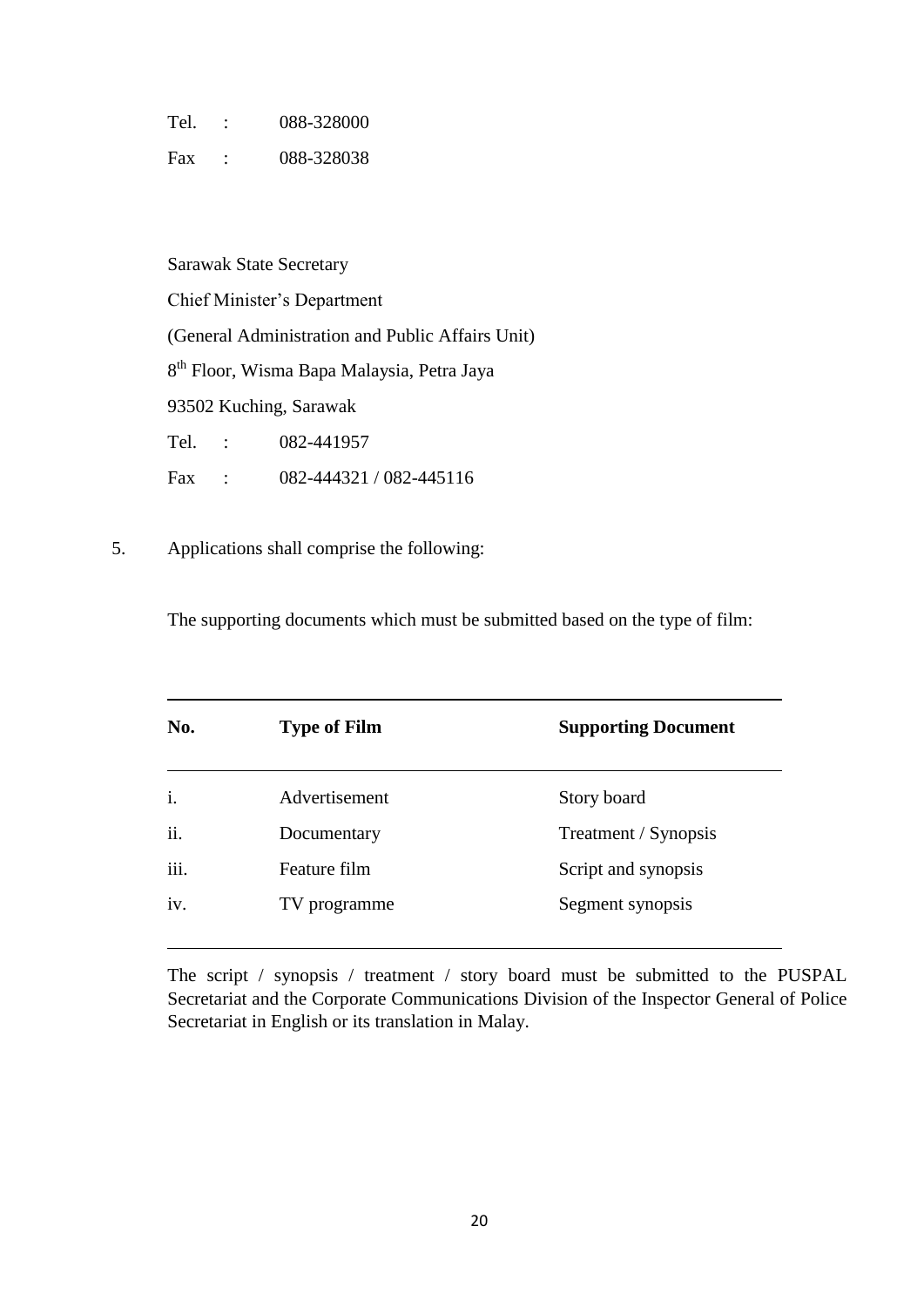Tel. : 088-328000

Fax : 088-328038

Sarawak State Secretary

Chief Minister's Department

(General Administration and Public Affairs Unit)

8th Floor, Wisma Bapa Malaysia, Petra Jaya

93502 Kuching, Sarawak

Tel. : 082-441957

Fax : 082-444321 / 082-445116

5. Applications shall comprise the following:

The supporting documents which must be submitted based on the type of film:

| No. | Type of Film | Supporting Document |
|---|---|---|
| i. | Advertisement | Story board |
| ii. | Documentary | Treatment / Synopsis |
| iii. | Feature film | Script and synopsis |
| iv. | TV programme | Segment synopsis |

The script / synopsis / treatment / story board must be submitted to the PUSPAL Secretariat and the Corporate Communications Division of the Inspector General of Police Secretariat in English or its translation in Malay.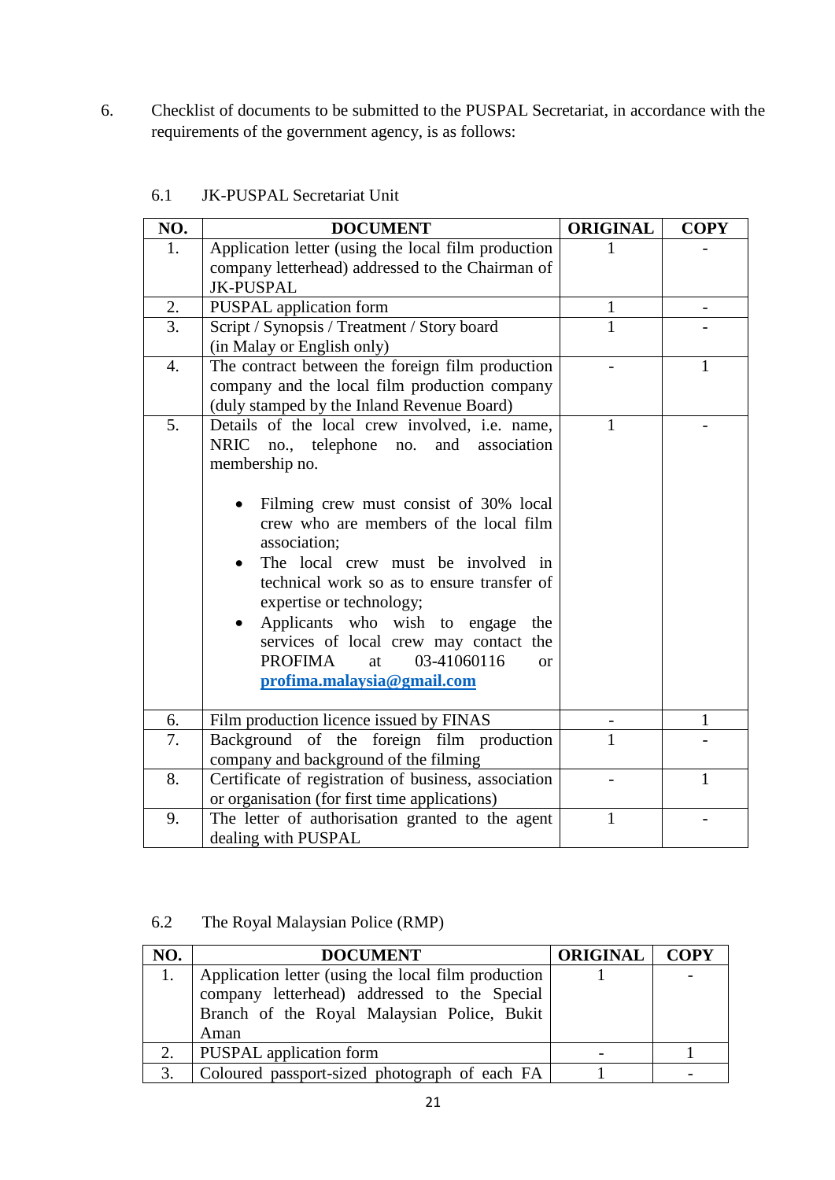6. Checklist of documents to be submitted to the PUSPAL Secretariat, in accordance with the requirements of the government agency, is as follows:

6.1 JK-PUSPAL Secretariat Unit

| NO. | DOCUMENT | ORIGINAL | COPY |
|---|---|---|---|
| 1. | Application letter (using the local film production company letterhead) addressed to the Chairman of JK-PUSPAL | 1 | - |
| 2. | PUSPAL application form | 1 | - |
| 3. | Script / Synopsis / Treatment / Story board (in Malay or English only) | 1 | - |
| 4. | The contract between the foreign film production company and the local film production company (duly stamped by the Inland Revenue Board) | - | 1 |
| 5. | Details of the local crew involved, i.e. name, NRIC no., telephone no. and association membership no.<br><br>• Filming crew must consist of 30% local crew who are members of the local film association;<br>• The local crew must be involved in technical work so as to ensure transfer of expertise or technology;<br>• Applicants who wish to engage the services of local crew may contact the PROFIMA at 03-41060116 or **profima.malaysia@gmail.com** | 1 | - |
| 6. | Film production licence issued by FINAS | - | 1 |
| 7. | Background of the foreign film production company and background of the filming | 1 | - |
| 8. | Certificate of registration of business, association or organisation (for first time applications) | - | 1 |
| 9. | The letter of authorisation granted to the agent dealing with PUSPAL | 1 | - |

6.2 The Royal Malaysian Police (RMP)

| NO. | DOCUMENT | ORIGINAL | COPY |
|---|---|---|---|
| 1. | Application letter (using the local film production company letterhead) addressed to the Special Branch of the Royal Malaysian Police, Bukit Aman | 1 | - |
| 2. | PUSPAL application form | - | 1 |
| 3. | Coloured passport-sized photograph of each FA | 1 | - |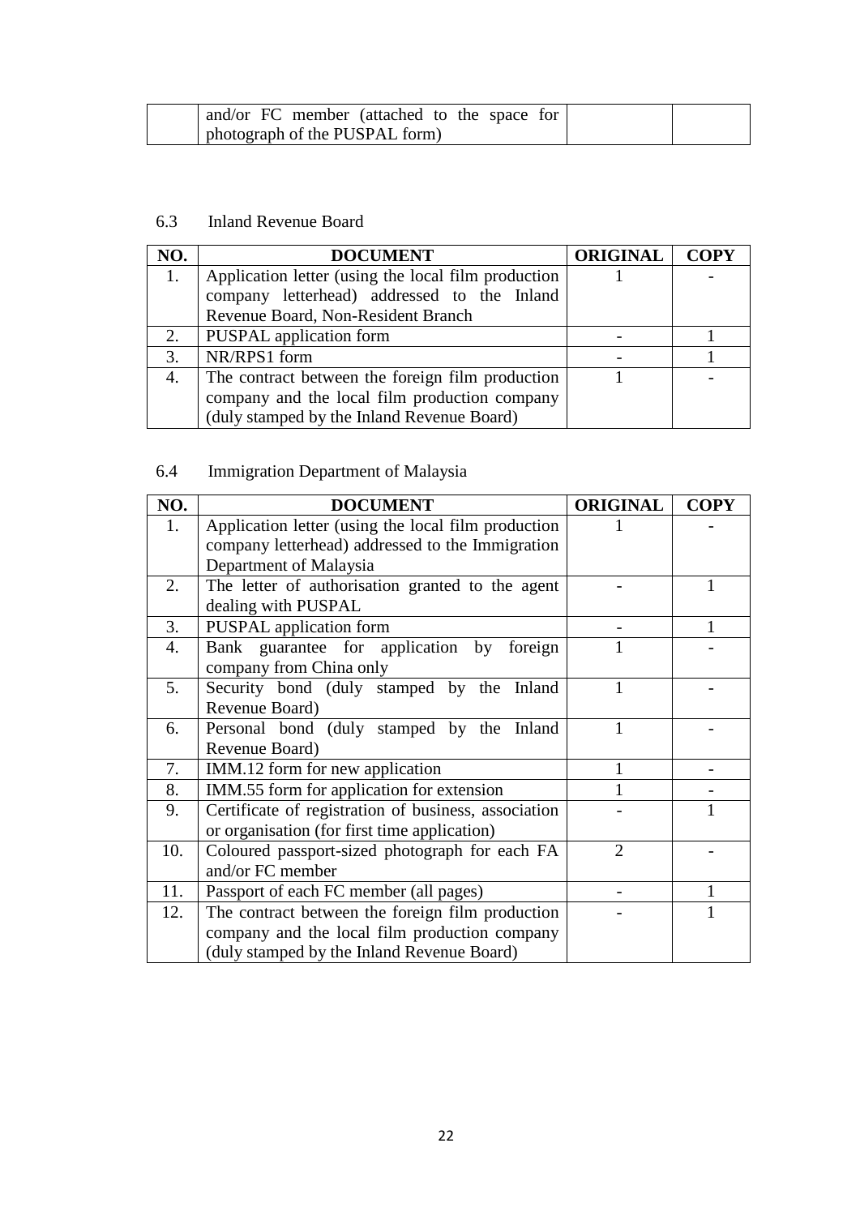|  | and/or FC member (attached to the space for photograph of the PUSPAL form) |  |  |
|---|---|---|---|

6.3 Inland Revenue Board

| NO. | DOCUMENT | ORIGINAL | COPY |
|---|---|---|---|
| 1. | Application letter (using the local film production company letterhead) addressed to the Inland Revenue Board, Non-Resident Branch | 1 | - |
| 2. | PUSPAL application form | - | 1 |
| 3. | NR/RPS1 form | - | 1 |
| 4. | The contract between the foreign film production company and the local film production company (duly stamped by the Inland Revenue Board) | 1 | - |

6.4 Immigration Department of Malaysia

| NO. | DOCUMENT | ORIGINAL | COPY |
|---|---|---|---|
| 1. | Application letter (using the local film production company letterhead) addressed to the Immigration Department of Malaysia | 1 | - |
| 2. | The letter of authorisation granted to the agent dealing with PUSPAL | - | 1 |
| 3. | PUSPAL application form | - | 1 |
| 4. | Bank guarantee for application by foreign company from China only | 1 | - |
| 5. | Security bond (duly stamped by the Inland Revenue Board) | 1 | - |
| 6. | Personal bond (duly stamped by the Inland Revenue Board) | 1 | - |
| 7. | IMM.12 form for new application | 1 | - |
| 8. | IMM.55 form for application for extension | 1 | - |
| 9. | Certificate of registration of business, association or organisation (for first time application) | - | 1 |
| 10. | Coloured passport-sized photograph for each FA and/or FC member | 2 | - |
| 11. | Passport of each FC member (all pages) | - | 1 |
| 12. | The contract between the foreign film production company and the local film production company (duly stamped by the Inland Revenue Board) | - | 1 |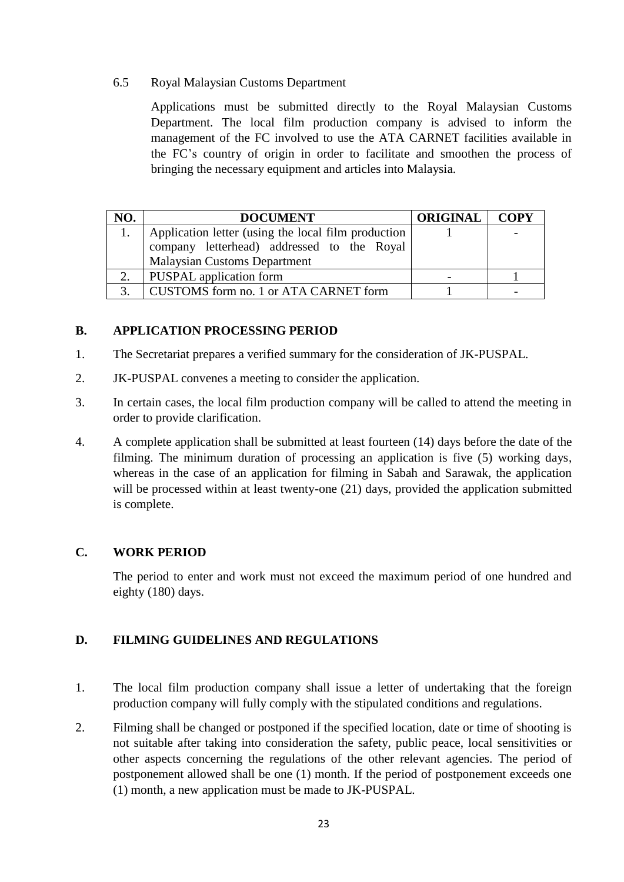6.5 Royal Malaysian Customs Department

Applications must be submitted directly to the Royal Malaysian Customs Department. The local film production company is advised to inform the management of the FC involved to use the ATA CARNET facilities available in the FC's country of origin in order to facilitate and smoothen the process of bringing the necessary equipment and articles into Malaysia.

| NO. | DOCUMENT | ORIGINAL | COPY |
|---|---|---|---|
| 1. | Application letter (using the local film production company letterhead) addressed to the Royal Malaysian Customs Department | 1 | - |
| 2. | PUSPAL application form | - | 1 |
| 3. | CUSTOMS form no. 1 or ATA CARNET form | 1 | - |

## B. APPLICATION PROCESSING PERIOD

1. The Secretariat prepares a verified summary for the consideration of JK-PUSPAL.
2. JK-PUSPAL convenes a meeting to consider the application.
3. In certain cases, the local film production company will be called to attend the meeting in order to provide clarification.
4. A complete application shall be submitted at least fourteen (14) days before the date of the filming. The minimum duration of processing an application is five (5) working days, whereas in the case of an application for filming in Sabah and Sarawak, the application will be processed within at least twenty-one (21) days, provided the application submitted is complete.

## C. WORK PERIOD

The period to enter and work must not exceed the maximum period of one hundred and eighty (180) days.

## D. FILMING GUIDELINES AND REGULATIONS

1. The local film production company shall issue a letter of undertaking that the foreign production company will fully comply with the stipulated conditions and regulations.
2. Filming shall be changed or postponed if the specified location, date or time of shooting is not suitable after taking into consideration the safety, public peace, local sensitivities or other aspects concerning the regulations of the other relevant agencies. The period of postponement allowed shall be one (1) month. If the period of postponement exceeds one (1) month, a new application must be made to JK-PUSPAL.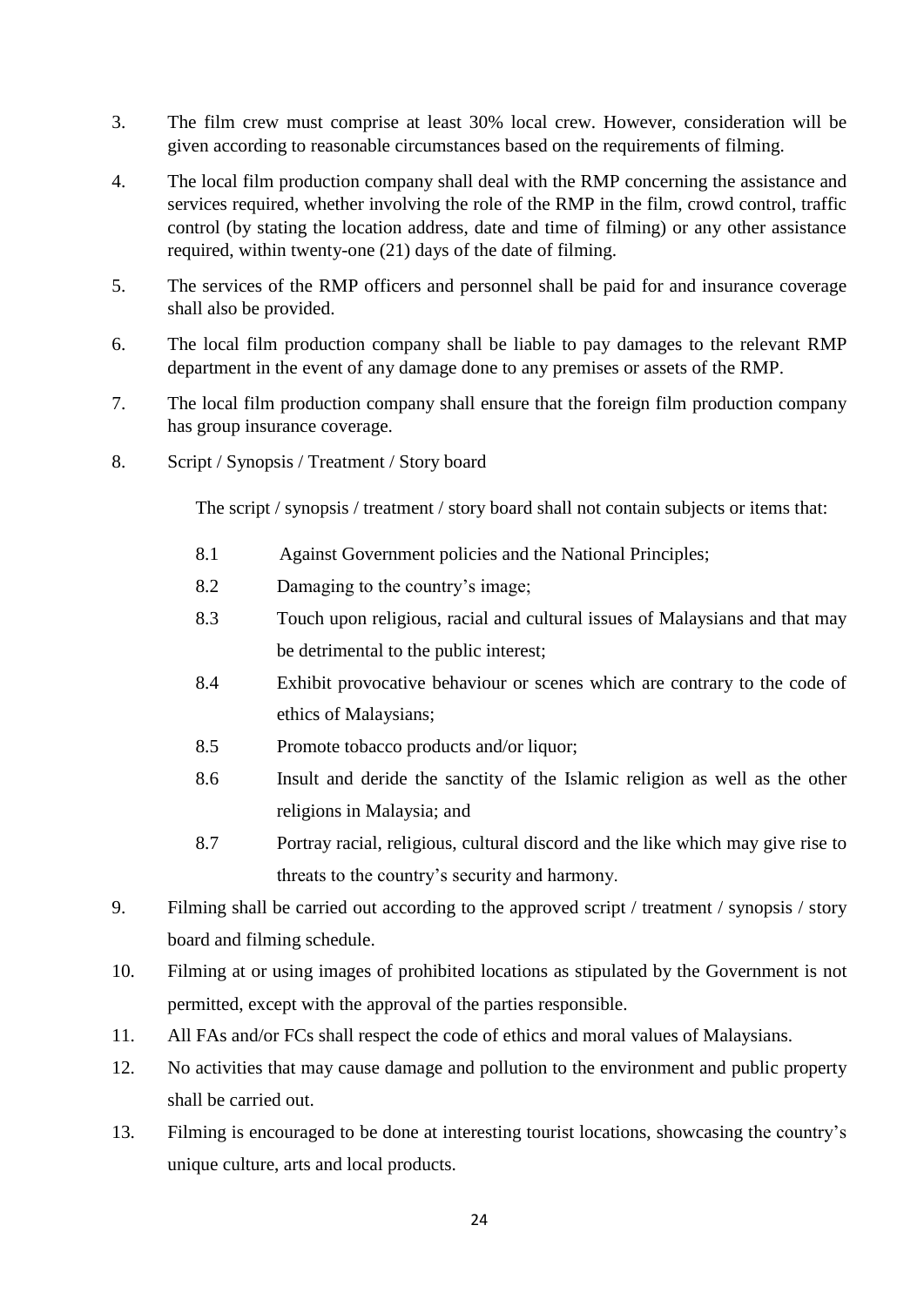3. The film crew must comprise at least 30% local crew. However, consideration will be given according to reasonable circumstances based on the requirements of filming.

4. The local film production company shall deal with the RMP concerning the assistance and services required, whether involving the role of the RMP in the film, crowd control, traffic control (by stating the location address, date and time of filming) or any other assistance required, within twenty-one (21) days of the date of filming.

5. The services of the RMP officers and personnel shall be paid for and insurance coverage shall also be provided.

6. The local film production company shall be liable to pay damages to the relevant RMP department in the event of any damage done to any premises or assets of the RMP.

7. The local film production company shall ensure that the foreign film production company has group insurance coverage.

8. Script / Synopsis / Treatment / Story board

   The script / synopsis / treatment / story board shall not contain subjects or items that:

   8.1 Against Government policies and the National Principles;

   8.2 Damaging to the country's image;

   8.3 Touch upon religious, racial and cultural issues of Malaysians and that may be detrimental to the public interest;

   8.4 Exhibit provocative behaviour or scenes which are contrary to the code of ethics of Malaysians;

   8.5 Promote tobacco products and/or liquor;

   8.6 Insult and deride the sanctity of the Islamic religion as well as the other religions in Malaysia; and

   8.7 Portray racial, religious, cultural discord and the like which may give rise to threats to the country's security and harmony.

9. Filming shall be carried out according to the approved script / treatment / synopsis / story board and filming schedule.

10. Filming at or using images of prohibited locations as stipulated by the Government is not permitted, except with the approval of the parties responsible.

11. All FAs and/or FCs shall respect the code of ethics and moral values of Malaysians.

12. No activities that may cause damage and pollution to the environment and public property shall be carried out.

13. Filming is encouraged to be done at interesting tourist locations, showcasing the country's unique culture, arts and local products.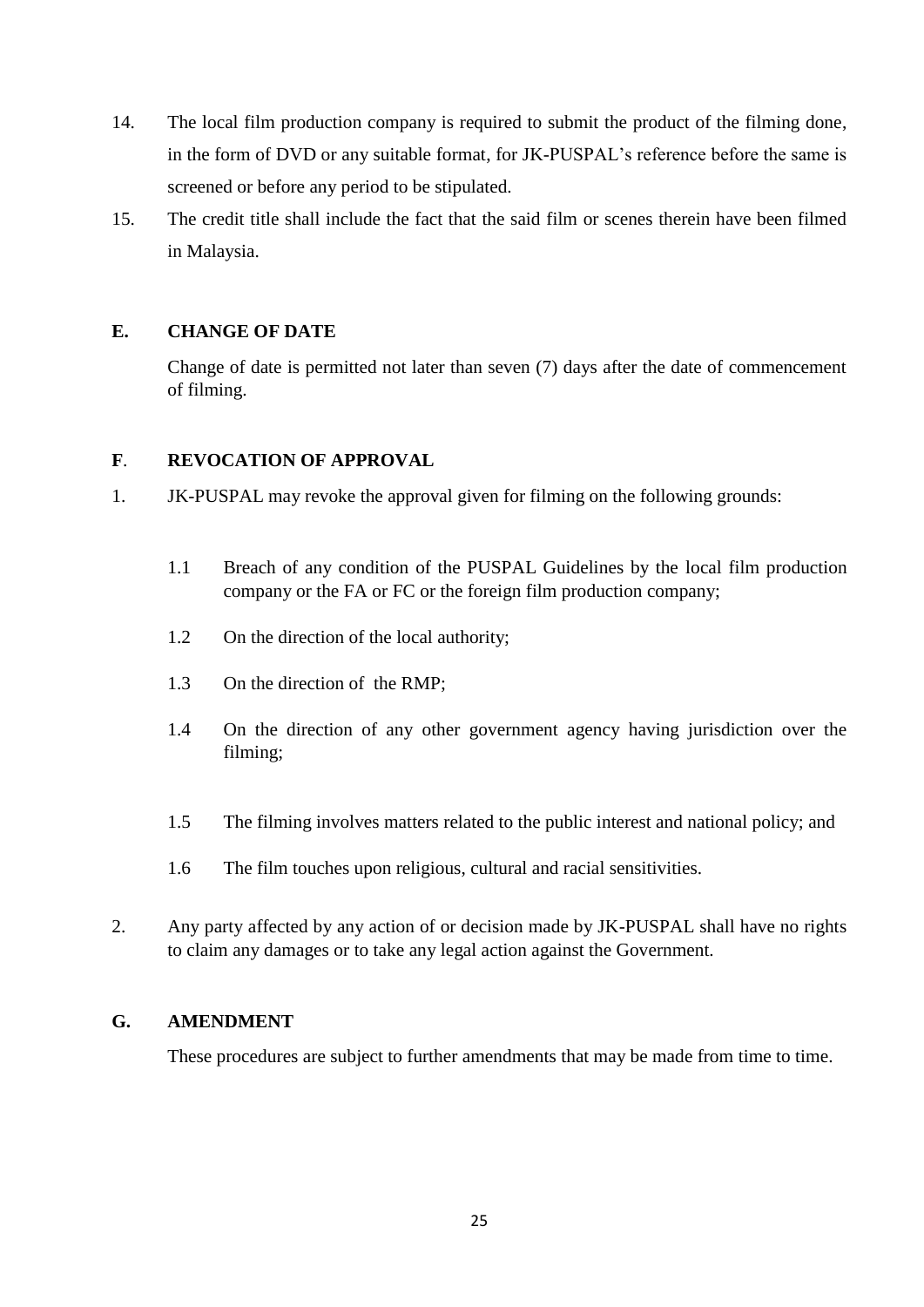14. The local film production company is required to submit the product of the filming done, in the form of DVD or any suitable format, for JK-PUSPAL's reference before the same is screened or before any period to be stipulated.
15. The credit title shall include the fact that the said film or scenes therein have been filmed in Malaysia.

## E. CHANGE OF DATE

Change of date is permitted not later than seven (7) days after the date of commencement of filming.

## F. REVOCATION OF APPROVAL

1. JK-PUSPAL may revoke the approval given for filming on the following grounds:

   1.1 Breach of any condition of the PUSPAL Guidelines by the local film production company or the FA or FC or the foreign film production company;

   1.2 On the direction of the local authority;

   1.3 On the direction of the RMP;

   1.4 On the direction of any other government agency having jurisdiction over the filming;

   1.5 The filming involves matters related to the public interest and national policy; and

   1.6 The film touches upon religious, cultural and racial sensitivities.

2. Any party affected by any action of or decision made by JK-PUSPAL shall have no rights to claim any damages or to take any legal action against the Government.

## G. AMENDMENT

These procedures are subject to further amendments that may be made from time to time.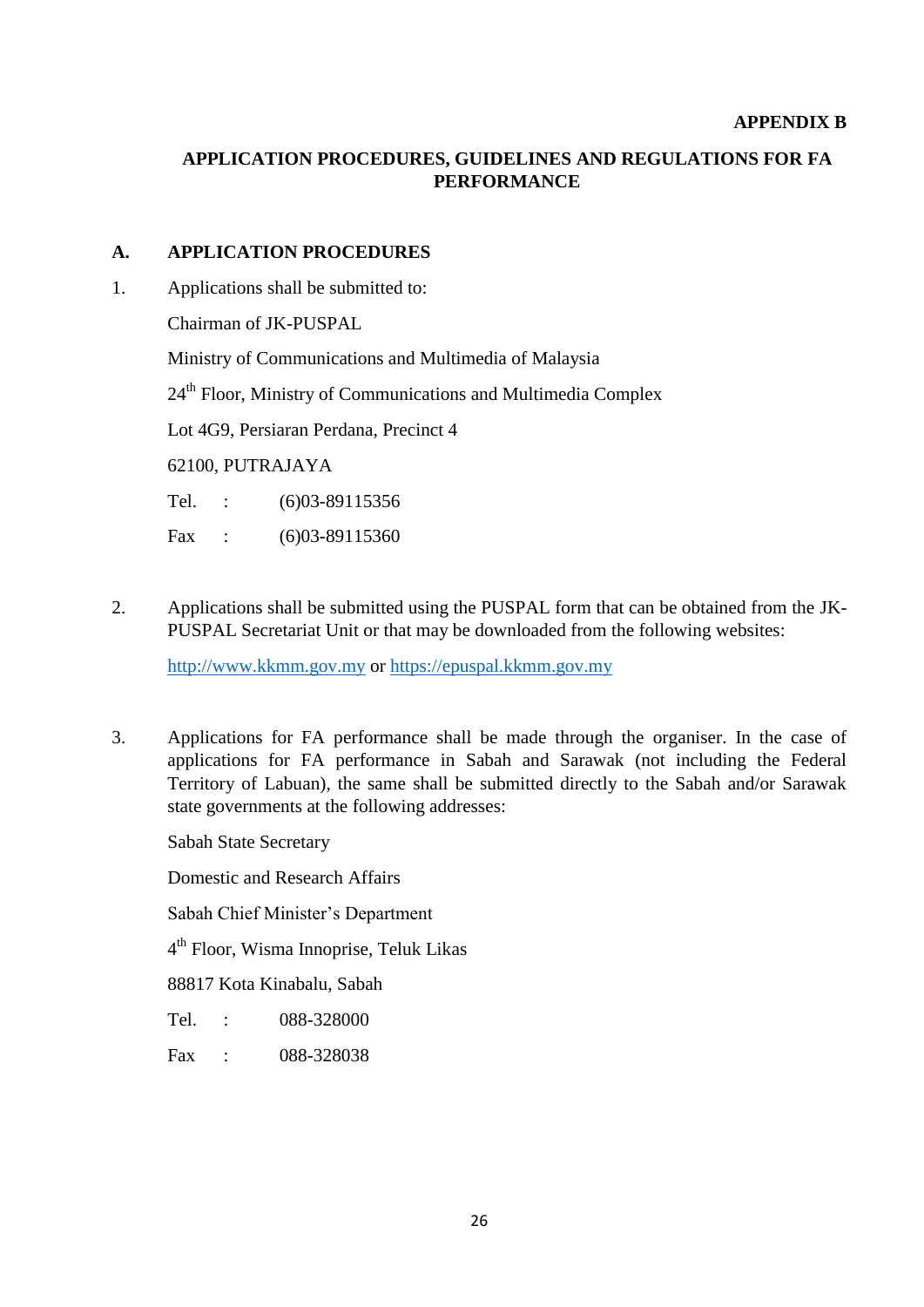**APPENDIX B**

## APPLICATION PROCEDURES, GUIDELINES AND REGULATIONS FOR FA PERFORMANCE

### A. APPLICATION PROCEDURES

1. Applications shall be submitted to:

   Chairman of JK-PUSPAL

   Ministry of Communications and Multimedia of Malaysia

   24th Floor, Ministry of Communications and Multimedia Complex

   Lot 4G9, Persiaran Perdana, Precinct 4

   62100, PUTRAJAYA

   Tel. : (6)03-89115356

   Fax : (6)03-89115360

2. Applications shall be submitted using the PUSPAL form that can be obtained from the JK-PUSPAL Secretariat Unit or that may be downloaded from the following websites:

   http://www.kkmm.gov.my or https://epuspal.kkmm.gov.my

3. Applications for FA performance shall be made through the organiser. In the case of applications for FA performance in Sabah and Sarawak (not including the Federal Territory of Labuan), the same shall be submitted directly to the Sabah and/or Sarawak state governments at the following addresses:

   Sabah State Secretary

   Domestic and Research Affairs

   Sabah Chief Minister's Department

   4th Floor, Wisma Innoprise, Teluk Likas

   88817 Kota Kinabalu, Sabah

   Tel. : 088-328000

   Fax : 088-328038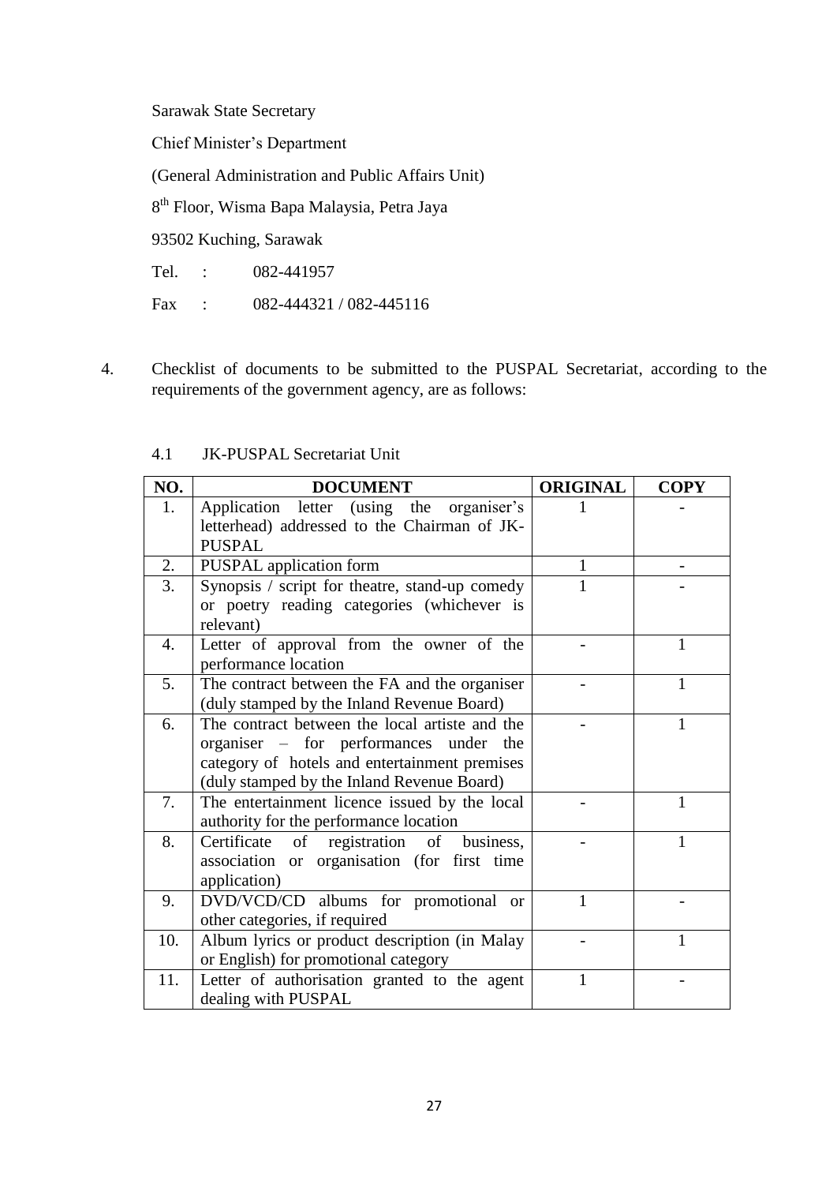Sarawak State Secretary

Chief Minister's Department

(General Administration and Public Affairs Unit)

8th Floor, Wisma Bapa Malaysia, Petra Jaya

93502 Kuching, Sarawak

Tel. : 082-441957

Fax : 082-444321 / 082-445116

4. Checklist of documents to be submitted to the PUSPAL Secretariat, according to the requirements of the government agency, are as follows:

4.1 JK-PUSPAL Secretariat Unit

| NO. | DOCUMENT | ORIGINAL | COPY |
|---|---|---|---|
| 1. | Application letter (using the organiser's letterhead) addressed to the Chairman of JK-PUSPAL | 1 | - |
| 2. | PUSPAL application form | 1 | - |
| 3. | Synopsis / script for theatre, stand-up comedy or poetry reading categories (whichever is relevant) | 1 | - |
| 4. | Letter of approval from the owner of the performance location | - | 1 |
| 5. | The contract between the FA and the organiser (duly stamped by the Inland Revenue Board) | - | 1 |
| 6. | The contract between the local artiste and the organiser – for performances under the category of hotels and entertainment premises (duly stamped by the Inland Revenue Board) | - | 1 |
| 7. | The entertainment licence issued by the local authority for the performance location | - | 1 |
| 8. | Certificate of registration of business, association or organisation (for first time application) | - | 1 |
| 9. | DVD/VCD/CD albums for promotional or other categories, if required | 1 | - |
| 10. | Album lyrics or product description (in Malay or English) for promotional category | - | 1 |
| 11. | Letter of authorisation granted to the agent dealing with PUSPAL | 1 | - |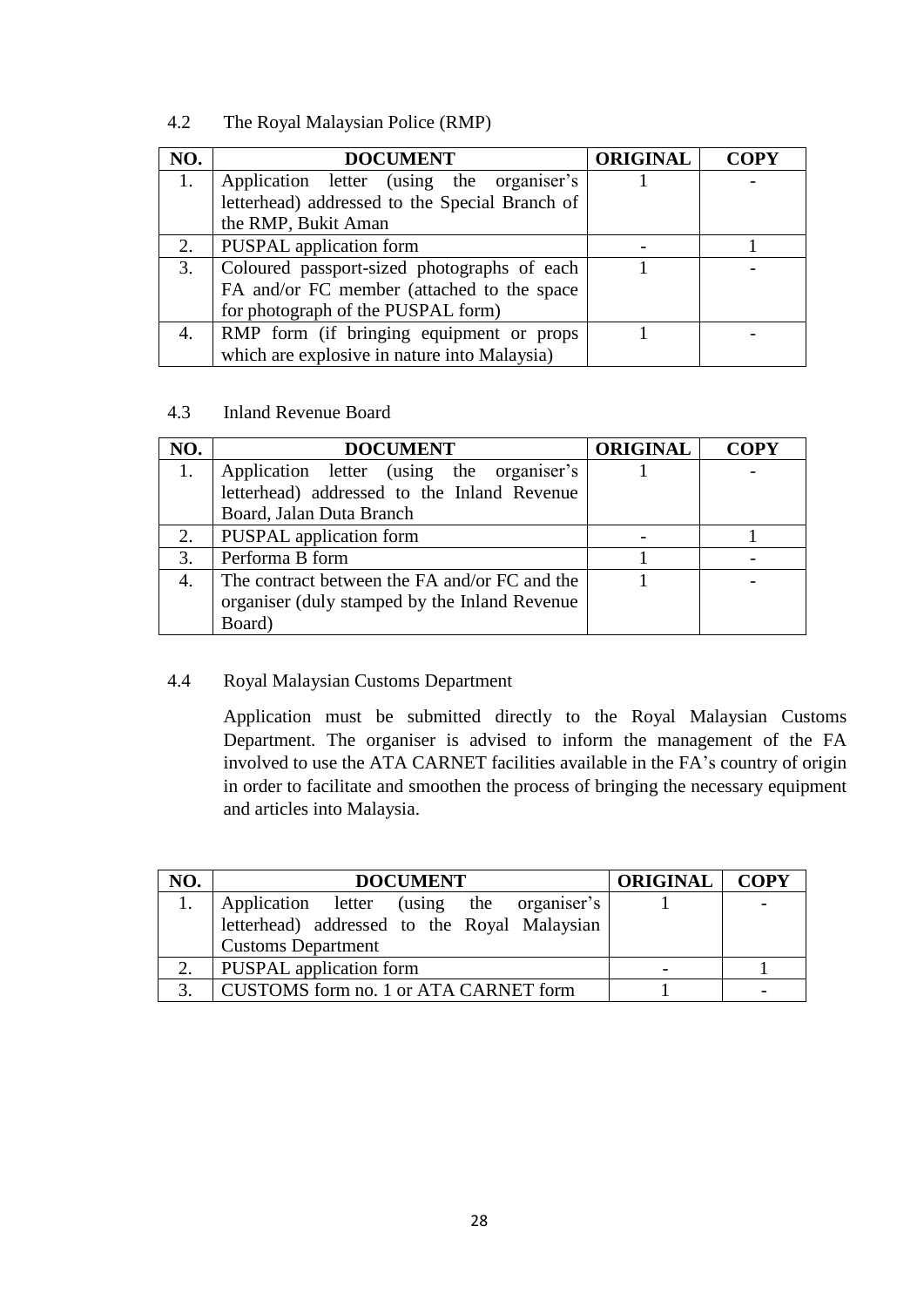### 4.2 The Royal Malaysian Police (RMP)

| NO. | DOCUMENT | ORIGINAL | COPY |
|---|---|---|---|
| 1. | Application letter (using the organiser's letterhead) addressed to the Special Branch of the RMP, Bukit Aman | 1 | - |
| 2. | PUSPAL application form | - | 1 |
| 3. | Coloured passport-sized photographs of each FA and/or FC member (attached to the space for photograph of the PUSPAL form) | 1 | - |
| 4. | RMP form (if bringing equipment or props which are explosive in nature into Malaysia) | 1 | - |

### 4.3 Inland Revenue Board

| NO. | DOCUMENT | ORIGINAL | COPY |
|---|---|---|---|
| 1. | Application letter (using the organiser's letterhead) addressed to the Inland Revenue Board, Jalan Duta Branch | 1 | - |
| 2. | PUSPAL application form | - | 1 |
| 3. | Performa B form | 1 | - |
| 4. | The contract between the FA and/or FC and the organiser (duly stamped by the Inland Revenue Board) | 1 | - |

### 4.4 Royal Malaysian Customs Department

Application must be submitted directly to the Royal Malaysian Customs Department. The organiser is advised to inform the management of the FA involved to use the ATA CARNET facilities available in the FA's country of origin in order to facilitate and smoothen the process of bringing the necessary equipment and articles into Malaysia.

| NO. | DOCUMENT | ORIGINAL | COPY |
|---|---|---|---|
| 1. | Application letter (using the organiser's letterhead) addressed to the Royal Malaysian Customs Department | 1 | - |
| 2. | PUSPAL application form | - | 1 |
| 3. | CUSTOMS form no. 1 or ATA CARNET form | 1 | - |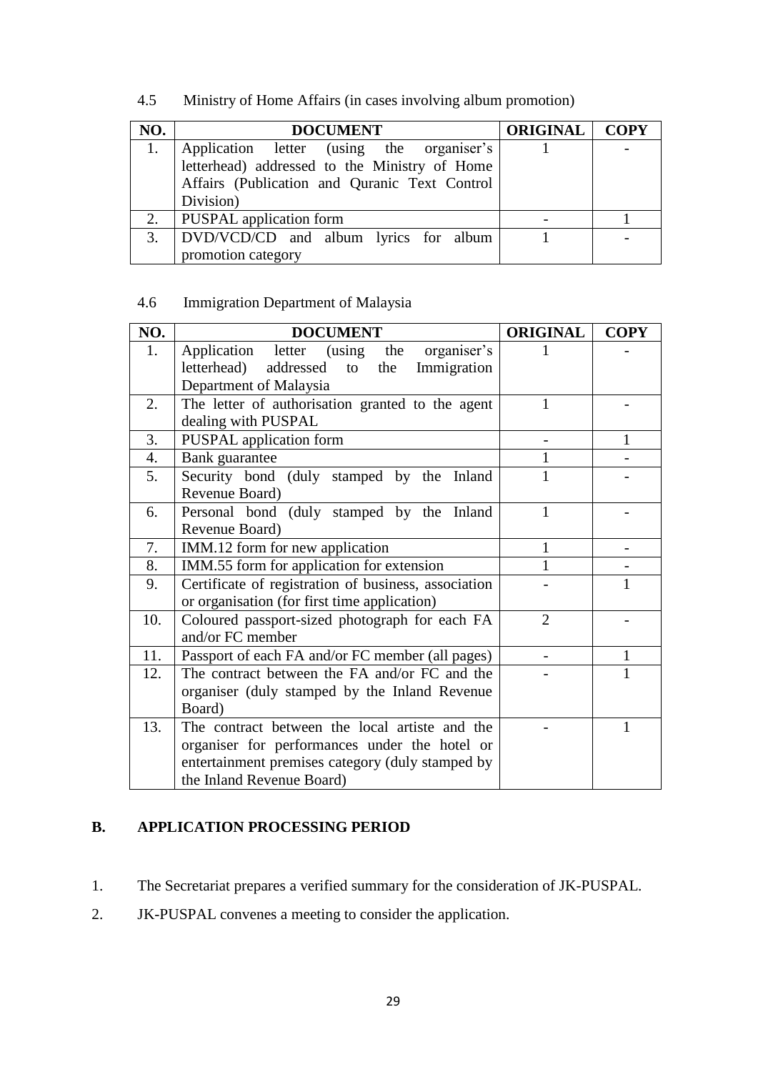### 4.5 Ministry of Home Affairs (in cases involving album promotion)

| NO. | DOCUMENT | ORIGINAL | COPY |
|---|---|---|---|
| 1. | Application letter (using the organiser's letterhead) addressed to the Ministry of Home Affairs (Publication and Quranic Text Control Division) | 1 | - |
| 2. | PUSPAL application form | - | 1 |
| 3. | DVD/VCD/CD and album lyrics for album promotion category | 1 | - |

### 4.6 Immigration Department of Malaysia

| NO. | DOCUMENT | ORIGINAL | COPY |
|---|---|---|---|
| 1. | Application letter (using the organiser's letterhead) addressed to the Immigration Department of Malaysia | 1 | - |
| 2. | The letter of authorisation granted to the agent dealing with PUSPAL | 1 | - |
| 3. | PUSPAL application form | - | 1 |
| 4. | Bank guarantee | 1 | - |
| 5. | Security bond (duly stamped by the Inland Revenue Board) | 1 | - |
| 6. | Personal bond (duly stamped by the Inland Revenue Board) | 1 | - |
| 7. | IMM.12 form for new application | 1 | - |
| 8. | IMM.55 form for application for extension | 1 | - |
| 9. | Certificate of registration of business, association or organisation (for first time application) | - | 1 |
| 10. | Coloured passport-sized photograph for each FA and/or FC member | 2 | - |
| 11. | Passport of each FA and/or FC member (all pages) | - | 1 |
| 12. | The contract between the FA and/or FC and the organiser (duly stamped by the Inland Revenue Board) | - | 1 |
| 13. | The contract between the local artiste and the organiser for performances under the hotel or entertainment premises category (duly stamped by the Inland Revenue Board) | - | 1 |

## B. APPLICATION PROCESSING PERIOD

1. The Secretariat prepares a verified summary for the consideration of JK-PUSPAL.
2. JK-PUSPAL convenes a meeting to consider the application.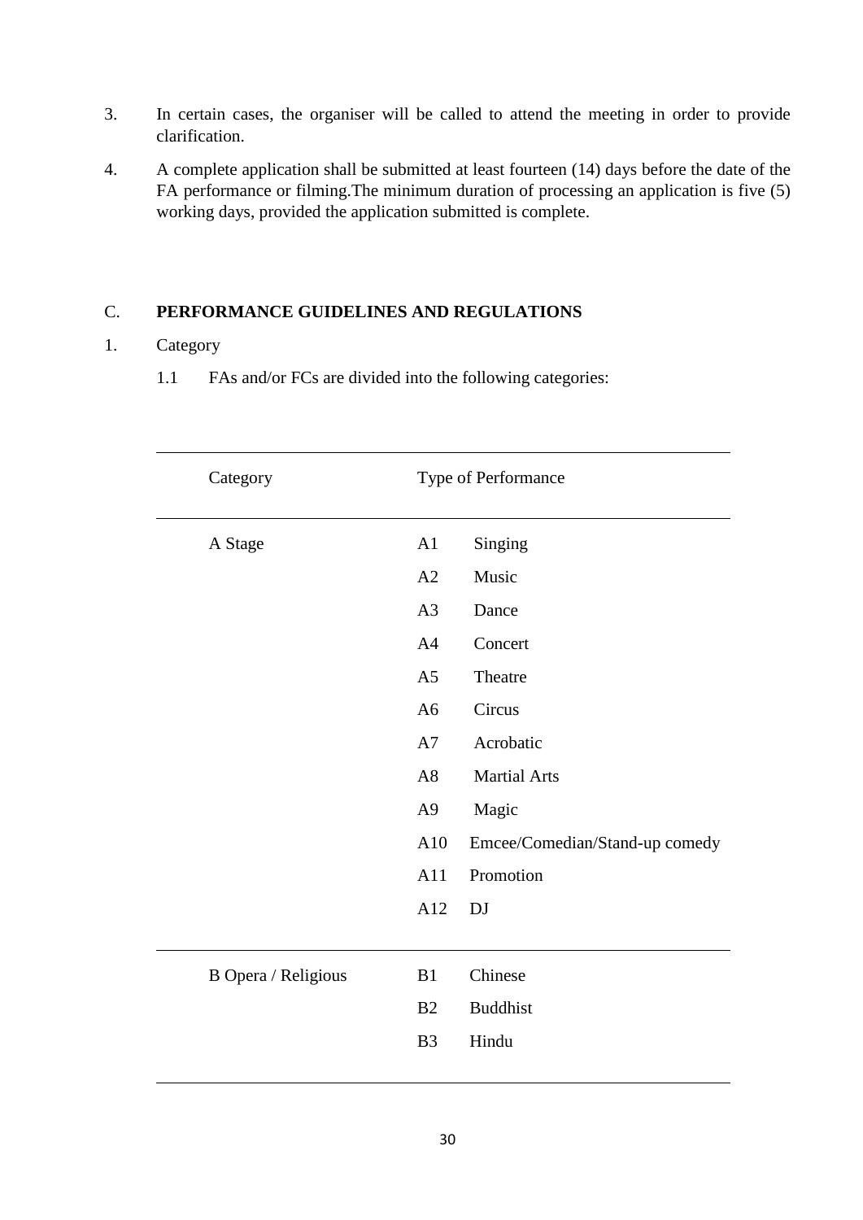3. In certain cases, the organiser will be called to attend the meeting in order to provide clarification.

4. A complete application shall be submitted at least fourteen (14) days before the date of the FA performance or filming.The minimum duration of processing an application is five (5) working days, provided the application submitted is complete.

## C. PERFORMANCE GUIDELINES AND REGULATIONS

1. Category

   1.1 FAs and/or FCs are divided into the following categories:

| Category | Type of Performance | |
|---|---|---|
| A Stage | A1 | Singing |
| | A2 | Music |
| | A3 | Dance |
| | A4 | Concert |
| | A5 | Theatre |
| | A6 | Circus |
| | A7 | Acrobatic |
| | A8 | Martial Arts |
| | A9 | Magic |
| | A10 | Emcee/Comedian/Stand-up comedy |
| | A11 | Promotion |
| | A12 | DJ |
| B Opera / Religious | B1 | Chinese |
| | B2 | Buddhist |
| | B3 | Hindu |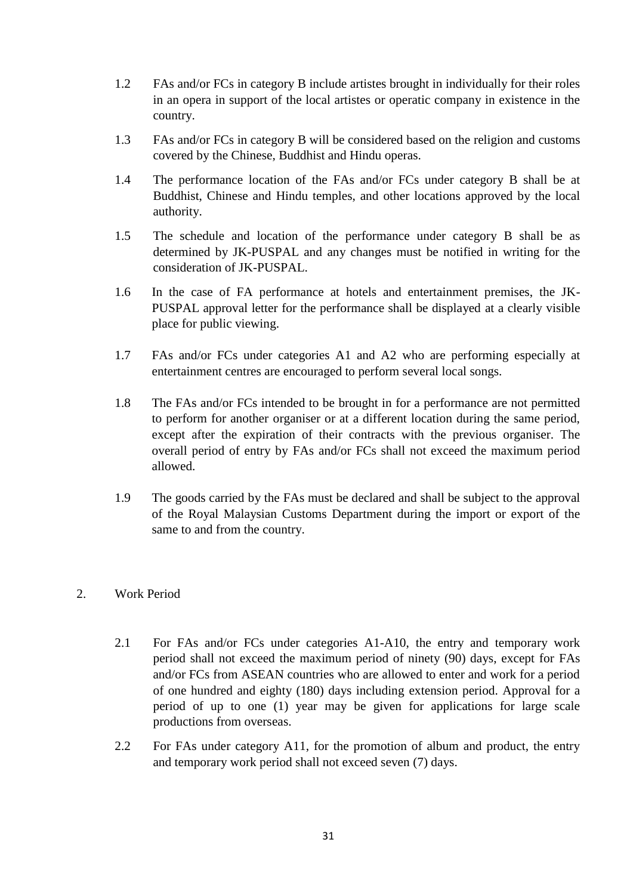1.2 FAs and/or FCs in category B include artistes brought in individually for their roles in an opera in support of the local artistes or operatic company in existence in the country.

1.3 FAs and/or FCs in category B will be considered based on the religion and customs covered by the Chinese, Buddhist and Hindu operas.

1.4 The performance location of the FAs and/or FCs under category B shall be at Buddhist, Chinese and Hindu temples, and other locations approved by the local authority.

1.5 The schedule and location of the performance under category B shall be as determined by JK-PUSPAL and any changes must be notified in writing for the consideration of JK-PUSPAL.

1.6 In the case of FA performance at hotels and entertainment premises, the JK-PUSPAL approval letter for the performance shall be displayed at a clearly visible place for public viewing.

1.7 FAs and/or FCs under categories A1 and A2 who are performing especially at entertainment centres are encouraged to perform several local songs.

1.8 The FAs and/or FCs intended to be brought in for a performance are not permitted to perform for another organiser or at a different location during the same period, except after the expiration of their contracts with the previous organiser. The overall period of entry by FAs and/or FCs shall not exceed the maximum period allowed.

1.9 The goods carried by the FAs must be declared and shall be subject to the approval of the Royal Malaysian Customs Department during the import or export of the same to and from the country.

2. Work Period

2.1 For FAs and/or FCs under categories A1-A10, the entry and temporary work period shall not exceed the maximum period of ninety (90) days, except for FAs and/or FCs from ASEAN countries who are allowed to enter and work for a period of one hundred and eighty (180) days including extension period. Approval for a period of up to one (1) year may be given for applications for large scale productions from overseas.

2.2 For FAs under category A11, for the promotion of album and product, the entry and temporary work period shall not exceed seven (7) days.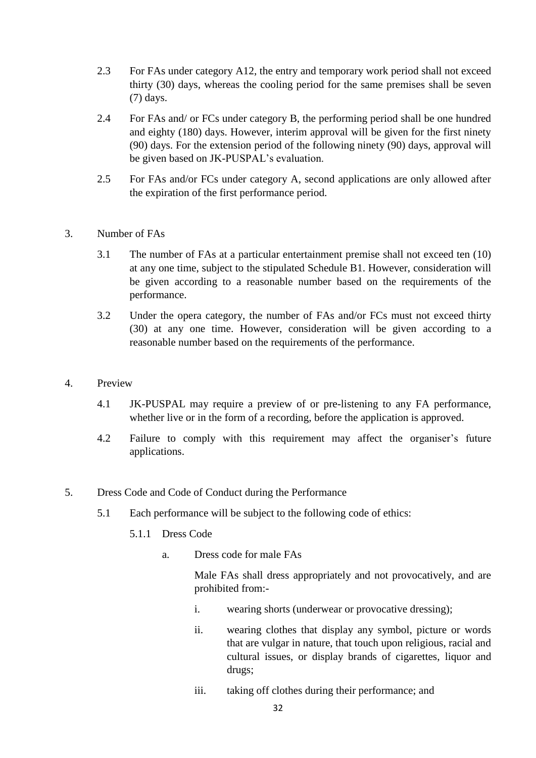2.3 For FAs under category A12, the entry and temporary work period shall not exceed thirty (30) days, whereas the cooling period for the same premises shall be seven (7) days.

2.4 For FAs and/ or FCs under category B, the performing period shall be one hundred and eighty (180) days. However, interim approval will be given for the first ninety (90) days. For the extension period of the following ninety (90) days, approval will be given based on JK-PUSPAL's evaluation.

2.5 For FAs and/or FCs under category A, second applications are only allowed after the expiration of the first performance period.

3. Number of FAs

3.1 The number of FAs at a particular entertainment premise shall not exceed ten (10) at any one time, subject to the stipulated Schedule B1. However, consideration will be given according to a reasonable number based on the requirements of the performance.

3.2 Under the opera category, the number of FAs and/or FCs must not exceed thirty (30) at any one time. However, consideration will be given according to a reasonable number based on the requirements of the performance.

4. Preview

4.1 JK-PUSPAL may require a preview of or pre-listening to any FA performance, whether live or in the form of a recording, before the application is approved.

4.2 Failure to comply with this requirement may affect the organiser's future applications.

5. Dress Code and Code of Conduct during the Performance

5.1 Each performance will be subject to the following code of ethics:

5.1.1 Dress Code

a. Dress code for male FAs

Male FAs shall dress appropriately and not provocatively, and are prohibited from:-

i. wearing shorts (underwear or provocative dressing);

ii. wearing clothes that display any symbol, picture or words that are vulgar in nature, that touch upon religious, racial and cultural issues, or display brands of cigarettes, liquor and drugs;

iii. taking off clothes during their performance; and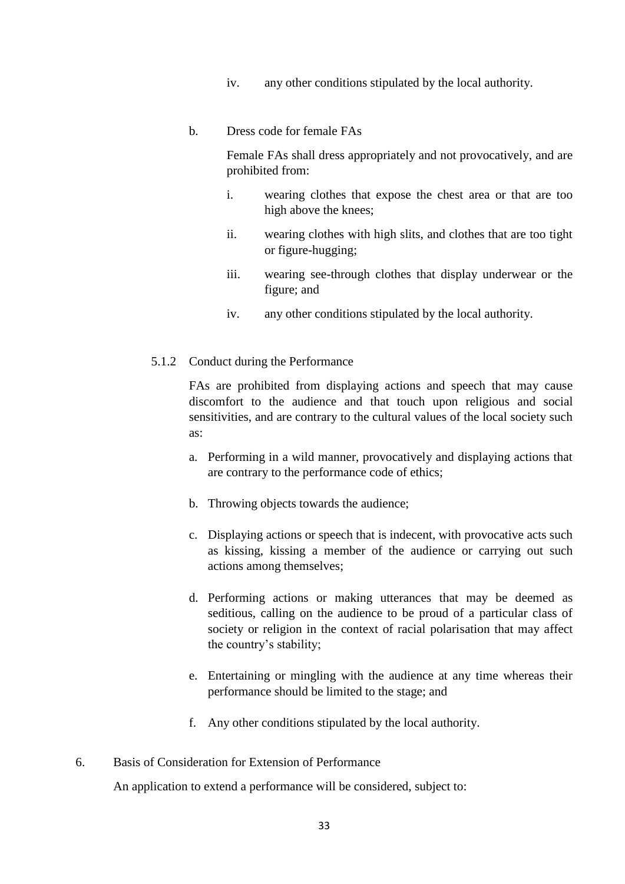iv. any other conditions stipulated by the local authority.

b. Dress code for female FAs

Female FAs shall dress appropriately and not provocatively, and are prohibited from:

i. wearing clothes that expose the chest area or that are too high above the knees;

ii. wearing clothes with high slits, and clothes that are too tight or figure-hugging;

iii. wearing see-through clothes that display underwear or the figure; and

iv. any other conditions stipulated by the local authority.

5.1.2 Conduct during the Performance

FAs are prohibited from displaying actions and speech that may cause discomfort to the audience and that touch upon religious and social sensitivities, and are contrary to the cultural values of the local society such as:

a. Performing in a wild manner, provocatively and displaying actions that are contrary to the performance code of ethics;

b. Throwing objects towards the audience;

c. Displaying actions or speech that is indecent, with provocative acts such as kissing, kissing a member of the audience or carrying out such actions among themselves;

d. Performing actions or making utterances that may be deemed as seditious, calling on the audience to be proud of a particular class of society or religion in the context of racial polarisation that may affect the country's stability;

e. Entertaining or mingling with the audience at any time whereas their performance should be limited to the stage; and

f. Any other conditions stipulated by the local authority.

6. Basis of Consideration for Extension of Performance

An application to extend a performance will be considered, subject to: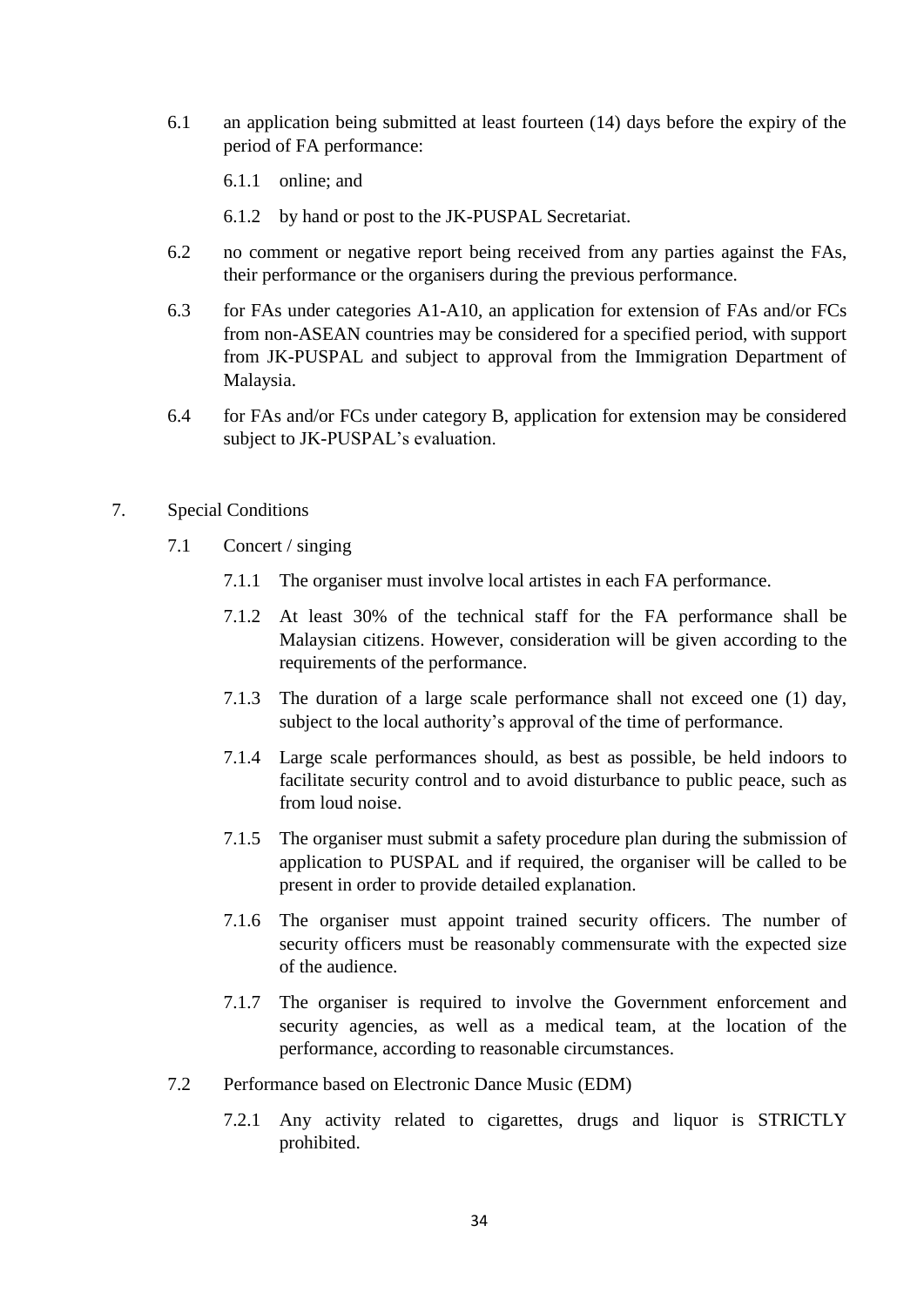6.1 an application being submitted at least fourteen (14) days before the expiry of the period of FA performance:

   6.1.1 online; and

   6.1.2 by hand or post to the JK-PUSPAL Secretariat.

6.2 no comment or negative report being received from any parties against the FAs, their performance or the organisers during the previous performance.

6.3 for FAs under categories A1-A10, an application for extension of FAs and/or FCs from non-ASEAN countries may be considered for a specified period, with support from JK-PUSPAL and subject to approval from the Immigration Department of Malaysia.

6.4 for FAs and/or FCs under category B, application for extension may be considered subject to JK-PUSPAL's evaluation.

7. Special Conditions

   7.1 Concert / singing

      7.1.1 The organiser must involve local artistes in each FA performance.

      7.1.2 At least 30% of the technical staff for the FA performance shall be Malaysian citizens. However, consideration will be given according to the requirements of the performance.

      7.1.3 The duration of a large scale performance shall not exceed one (1) day, subject to the local authority's approval of the time of performance.

      7.1.4 Large scale performances should, as best as possible, be held indoors to facilitate security control and to avoid disturbance to public peace, such as from loud noise.

      7.1.5 The organiser must submit a safety procedure plan during the submission of application to PUSPAL and if required, the organiser will be called to be present in order to provide detailed explanation.

      7.1.6 The organiser must appoint trained security officers. The number of security officers must be reasonably commensurate with the expected size of the audience.

      7.1.7 The organiser is required to involve the Government enforcement and security agencies, as well as a medical team, at the location of the performance, according to reasonable circumstances.

   7.2 Performance based on Electronic Dance Music (EDM)

      7.2.1 Any activity related to cigarettes, drugs and liquor is STRICTLY prohibited.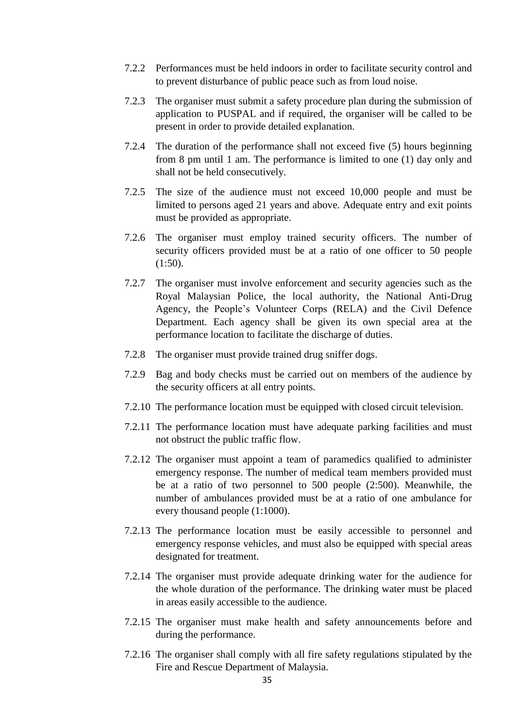7.2.2 Performances must be held indoors in order to facilitate security control and to prevent disturbance of public peace such as from loud noise.

7.2.3 The organiser must submit a safety procedure plan during the submission of application to PUSPAL and if required, the organiser will be called to be present in order to provide detailed explanation.

7.2.4 The duration of the performance shall not exceed five (5) hours beginning from 8 pm until 1 am. The performance is limited to one (1) day only and shall not be held consecutively.

7.2.5 The size of the audience must not exceed 10,000 people and must be limited to persons aged 21 years and above. Adequate entry and exit points must be provided as appropriate.

7.2.6 The organiser must employ trained security officers. The number of security officers provided must be at a ratio of one officer to 50 people (1:50).

7.2.7 The organiser must involve enforcement and security agencies such as the Royal Malaysian Police, the local authority, the National Anti-Drug Agency, the People's Volunteer Corps (RELA) and the Civil Defence Department. Each agency shall be given its own special area at the performance location to facilitate the discharge of duties.

7.2.8 The organiser must provide trained drug sniffer dogs.

7.2.9 Bag and body checks must be carried out on members of the audience by the security officers at all entry points.

7.2.10 The performance location must be equipped with closed circuit television.

7.2.11 The performance location must have adequate parking facilities and must not obstruct the public traffic flow.

7.2.12 The organiser must appoint a team of paramedics qualified to administer emergency response. The number of medical team members provided must be at a ratio of two personnel to 500 people (2:500). Meanwhile, the number of ambulances provided must be at a ratio of one ambulance for every thousand people (1:1000).

7.2.13 The performance location must be easily accessible to personnel and emergency response vehicles, and must also be equipped with special areas designated for treatment.

7.2.14 The organiser must provide adequate drinking water for the audience for the whole duration of the performance. The drinking water must be placed in areas easily accessible to the audience.

7.2.15 The organiser must make health and safety announcements before and during the performance.

7.2.16 The organiser shall comply with all fire safety regulations stipulated by the Fire and Rescue Department of Malaysia.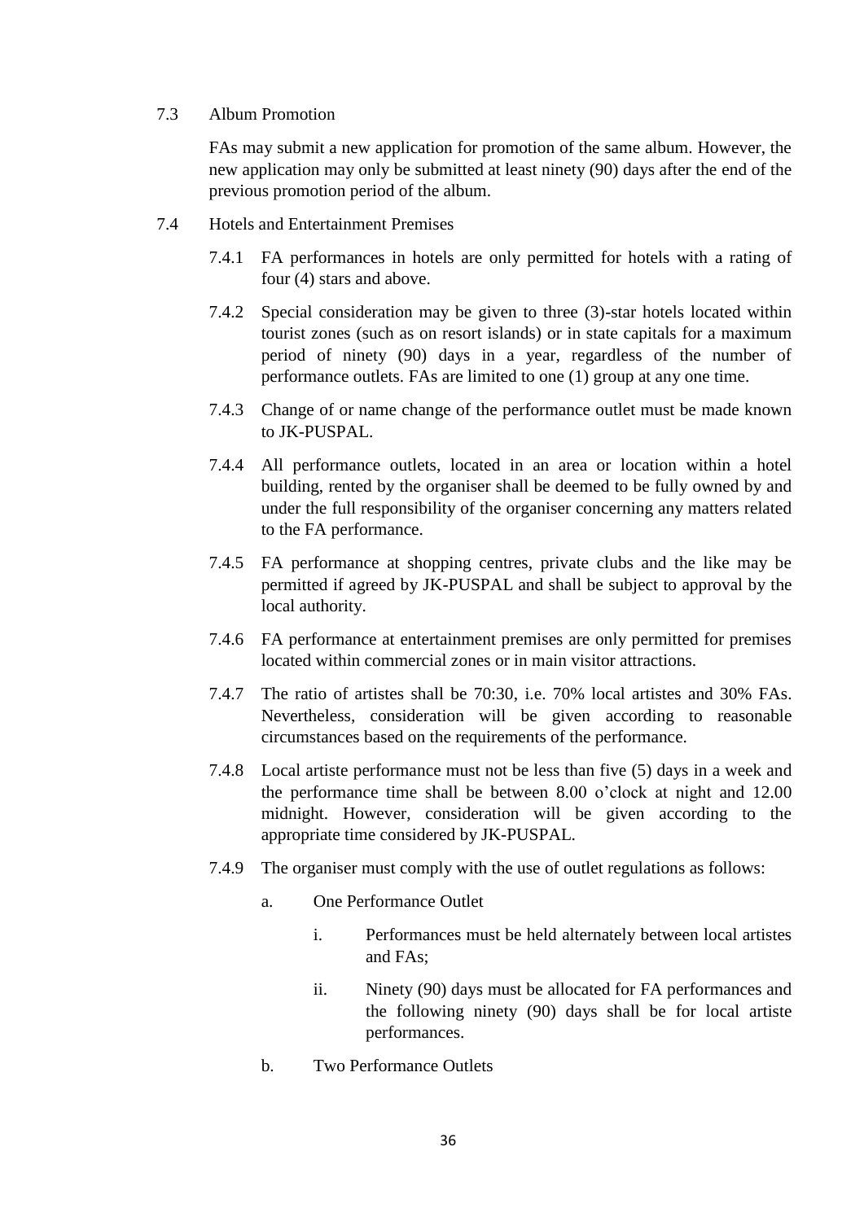7.3 Album Promotion

FAs may submit a new application for promotion of the same album. However, the new application may only be submitted at least ninety (90) days after the end of the previous promotion period of the album.

7.4 Hotels and Entertainment Premises

7.4.1 FA performances in hotels are only permitted for hotels with a rating of four (4) stars and above.

7.4.2 Special consideration may be given to three (3)-star hotels located within tourist zones (such as on resort islands) or in state capitals for a maximum period of ninety (90) days in a year, regardless of the number of performance outlets. FAs are limited to one (1) group at any one time.

7.4.3 Change of or name change of the performance outlet must be made known to JK-PUSPAL.

7.4.4 All performance outlets, located in an area or location within a hotel building, rented by the organiser shall be deemed to be fully owned by and under the full responsibility of the organiser concerning any matters related to the FA performance.

7.4.5 FA performance at shopping centres, private clubs and the like may be permitted if agreed by JK-PUSPAL and shall be subject to approval by the local authority.

7.4.6 FA performance at entertainment premises are only permitted for premises located within commercial zones or in main visitor attractions.

7.4.7 The ratio of artistes shall be 70:30, i.e. 70% local artistes and 30% FAs. Nevertheless, consideration will be given according to reasonable circumstances based on the requirements of the performance.

7.4.8 Local artiste performance must not be less than five (5) days in a week and the performance time shall be between 8.00 o'clock at night and 12.00 midnight. However, consideration will be given according to the appropriate time considered by JK-PUSPAL.

7.4.9 The organiser must comply with the use of outlet regulations as follows:

a. One Performance Outlet

   i. Performances must be held alternately between local artistes and FAs;

   ii. Ninety (90) days must be allocated for FA performances and the following ninety (90) days shall be for local artiste performances.

b. Two Performance Outlets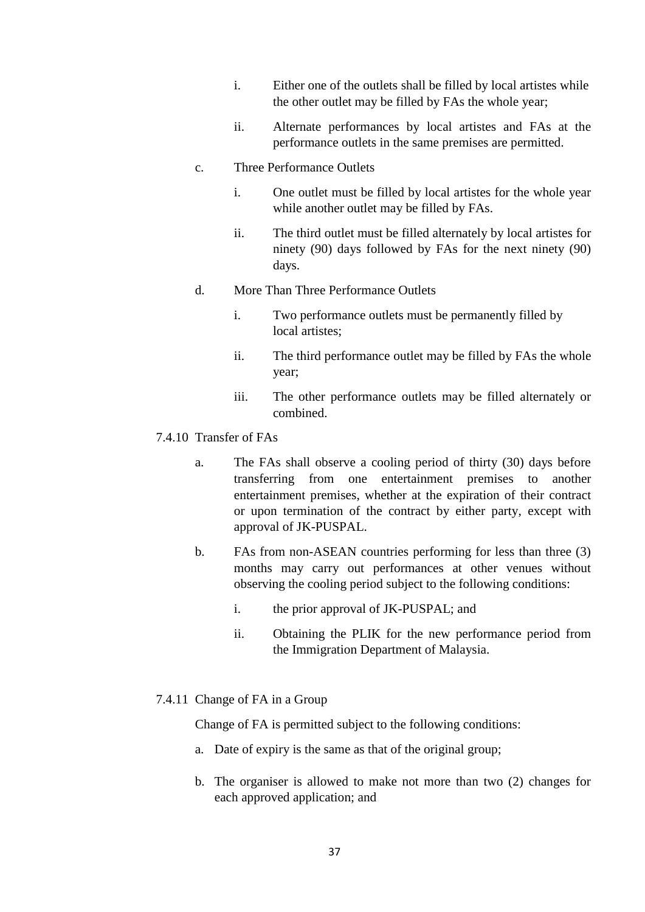i. Either one of the outlets shall be filled by local artistes while the other outlet may be filled by FAs the whole year;

ii. Alternate performances by local artistes and FAs at the performance outlets in the same premises are permitted.

c. Three Performance Outlets

i. One outlet must be filled by local artistes for the whole year while another outlet may be filled by FAs.

ii. The third outlet must be filled alternately by local artistes for ninety (90) days followed by FAs for the next ninety (90) days.

d. More Than Three Performance Outlets

i. Two performance outlets must be permanently filled by local artistes;

ii. The third performance outlet may be filled by FAs the whole year;

iii. The other performance outlets may be filled alternately or combined.

7.4.10 Transfer of FAs

a. The FAs shall observe a cooling period of thirty (30) days before transferring from one entertainment premises to another entertainment premises, whether at the expiration of their contract or upon termination of the contract by either party, except with approval of JK-PUSPAL.

b. FAs from non-ASEAN countries performing for less than three (3) months may carry out performances at other venues without observing the cooling period subject to the following conditions:

i. the prior approval of JK-PUSPAL; and

ii. Obtaining the PLIK for the new performance period from the Immigration Department of Malaysia.

7.4.11 Change of FA in a Group

Change of FA is permitted subject to the following conditions:

a. Date of expiry is the same as that of the original group;

b. The organiser is allowed to make not more than two (2) changes for each approved application; and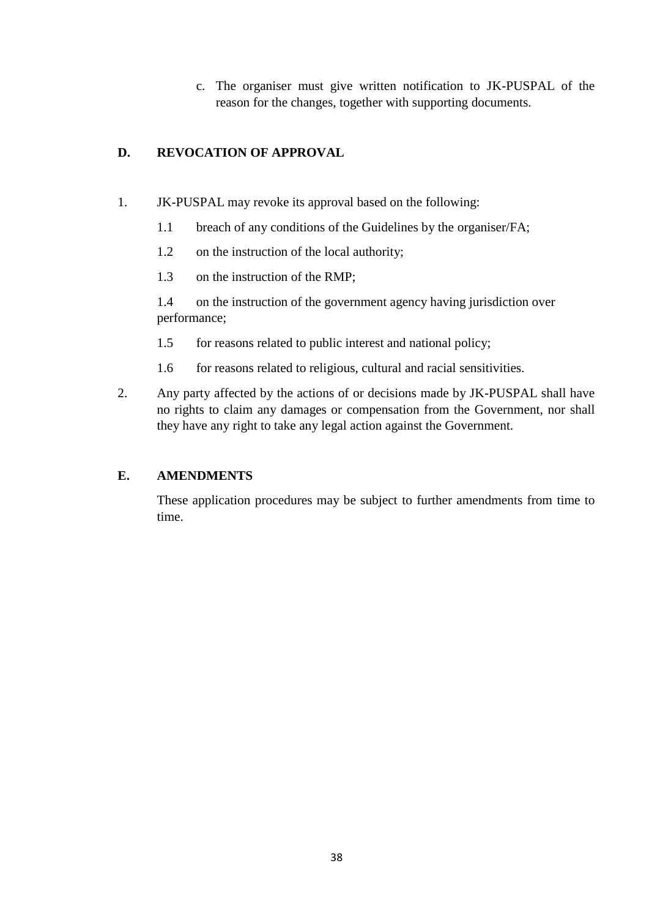c. The organiser must give written notification to JK-PUSPAL of the reason for the changes, together with supporting documents.

## D. REVOCATION OF APPROVAL

1. JK-PUSPAL may revoke its approval based on the following:

   1.1 breach of any conditions of the Guidelines by the organiser/FA;

   1.2 on the instruction of the local authority;

   1.3 on the instruction of the RMP;

   1.4 on the instruction of the government agency having jurisdiction over performance;

   1.5 for reasons related to public interest and national policy;

   1.6 for reasons related to religious, cultural and racial sensitivities.

2. Any party affected by the actions of or decisions made by JK-PUSPAL shall have no rights to claim any damages or compensation from the Government, nor shall they have any right to take any legal action against the Government.

## E. AMENDMENTS

These application procedures may be subject to further amendments from time to time.